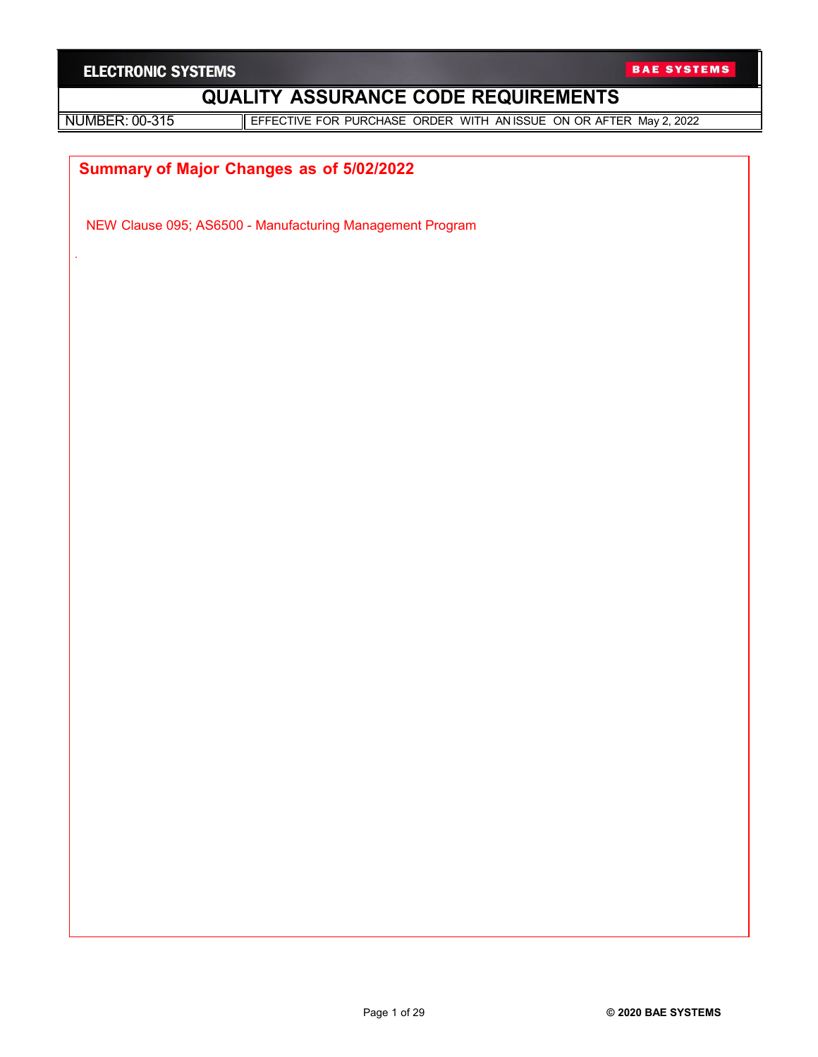**ELECTRONIC SYSTEMS** — **BAE SYSTEMS**

# QUALITY ASSURANCE CODE REQUIREMENTS

| NUMBER: 00-315 | EFFECTIVE FOR PURCHASE ORDER WITH AN ISSUE ON OR AFTER May 2, 2022 |
|---|---|

## Summary of Major Changes as of 5/02/2022

NEW Clause 095; AS6500 - Manufacturing Management Program

.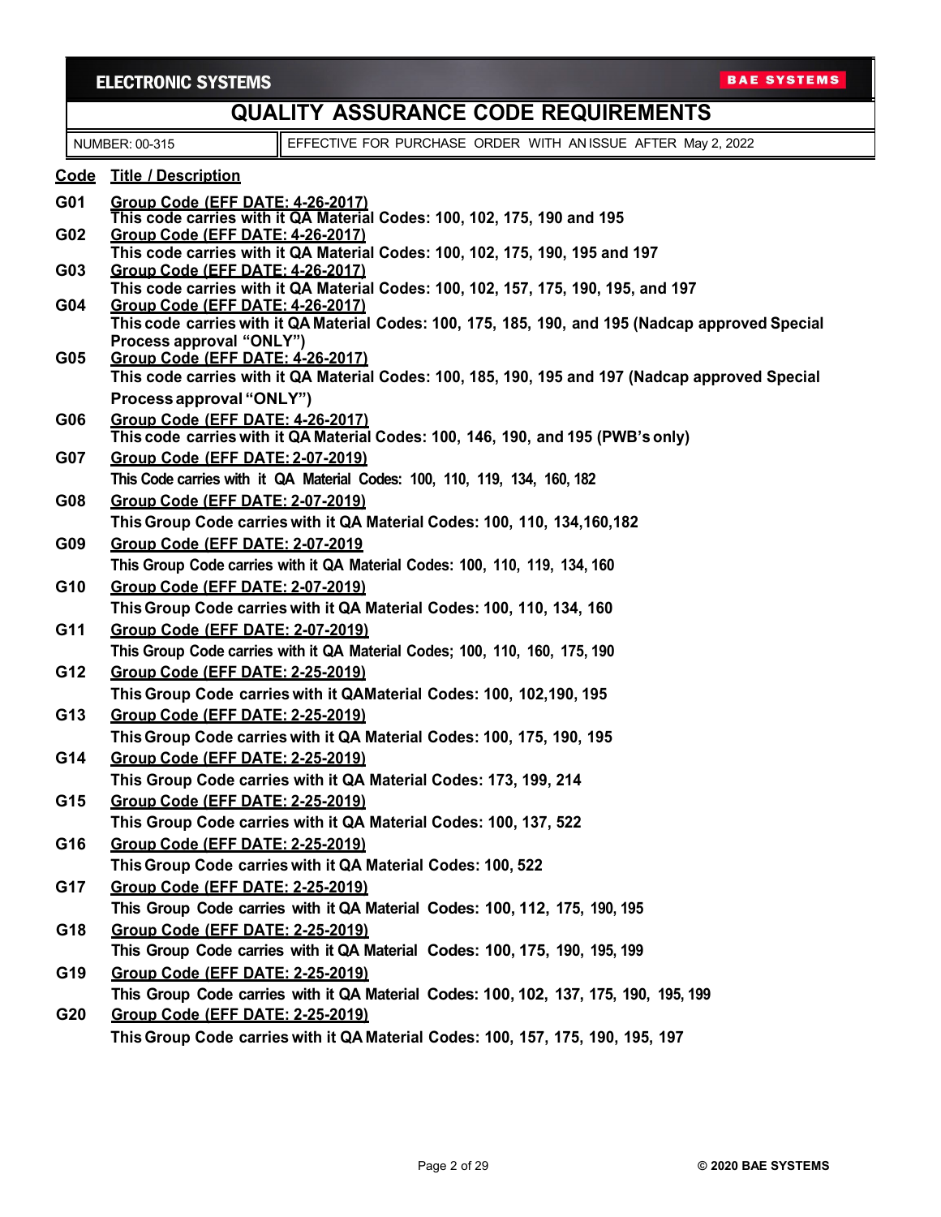**QUALITY ASSURANCE CODE REQUIREMENTS**

| NUMBER: 00-315 | EFFECTIVE FOR PURCHASE ORDER WITH AN ISSUE AFTER May 2, 2022 |
|---|---|

| Code | Title / Description |
|---|---|
| **G01** | **Group Code (EFF DATE: 4-26-2017)**<br>**This code carries with it QA Material Codes: 100, 102, 175, 190 and 195** |
| **G02** | **Group Code (EFF DATE: 4-26-2017)**<br>**This code carries with it QA Material Codes: 100, 102, 175, 190, 195 and 197** |
| **G03** | **Group Code (EFF DATE: 4-26-2017)**<br>**This code carries with it QA Material Codes: 100, 102, 157, 175, 190, 195, and 197** |
| **G04** | **Group Code (EFF DATE: 4-26-2017)**<br>**This code carries with it QA Material Codes: 100, 175, 185, 190, and 195 (Nadcap approved Special Process approval "ONLY")** |
| **G05** | **Group Code (EFF DATE: 4-26-2017)**<br>**This code carries with it QA Material Codes: 100, 185, 190, 195 and 197 (Nadcap approved Special Process approval "ONLY")** |
| **G06** | **Group Code (EFF DATE: 4-26-2017)**<br>**This code carries with it QA Material Codes: 100, 146, 190, and 195 (PWB's only)** |
| **G07** | **Group Code (EFF DATE: 2-07-2019)**<br>**This Code carries with it QA Material Codes: 100, 110, 119, 134, 160, 182** |
| **G08** | **Group Code (EFF DATE: 2-07-2019)**<br>**This Group Code carries with it QA Material Codes: 100, 110, 134,160,182** |
| **G09** | **Group Code (EFF DATE: 2-07-2019**<br>**This Group Code carries with it QA Material Codes: 100, 110, 119, 134, 160** |
| **G10** | **Group Code (EFF DATE: 2-07-2019)**<br>**This Group Code carries with it QA Material Codes: 100, 110, 134, 160** |
| **G11** | **Group Code (EFF DATE: 2-07-2019)**<br>**This Group Code carries with it QA Material Codes; 100, 110, 160, 175, 190** |
| **G12** | **Group Code (EFF DATE: 2-25-2019)**<br>**This Group Code carries with it QAMaterial Codes: 100, 102,190, 195** |
| **G13** | **Group Code (EFF DATE: 2-25-2019)**<br>**This Group Code carries with it QA Material Codes: 100, 175, 190, 195** |
| **G14** | **Group Code (EFF DATE: 2-25-2019)**<br>**This Group Code carries with it QA Material Codes: 173, 199, 214** |
| **G15** | **Group Code (EFF DATE: 2-25-2019)**<br>**This Group Code carries with it QA Material Codes: 100, 137, 522** |
| **G16** | **Group Code (EFF DATE: 2-25-2019)**<br>**This Group Code carries with it QA Material Codes: 100, 522** |
| **G17** | **Group Code (EFF DATE: 2-25-2019)**<br>**This Group Code carries with it QA Material Codes: 100, 112, 175, 190, 195** |
| **G18** | **Group Code (EFF DATE: 2-25-2019)**<br>**This Group Code carries with it QA Material Codes: 100, 175, 190, 195, 199** |
| **G19** | **Group Code (EFF DATE: 2-25-2019)**<br>**This Group Code carries with it QA Material Codes: 100, 102, 137, 175, 190, 195, 199** |
| **G20** | **Group Code (EFF DATE: 2-25-2019)**<br>**This Group Code carries with it QA Material Codes: 100, 157, 175, 190, 195, 197** |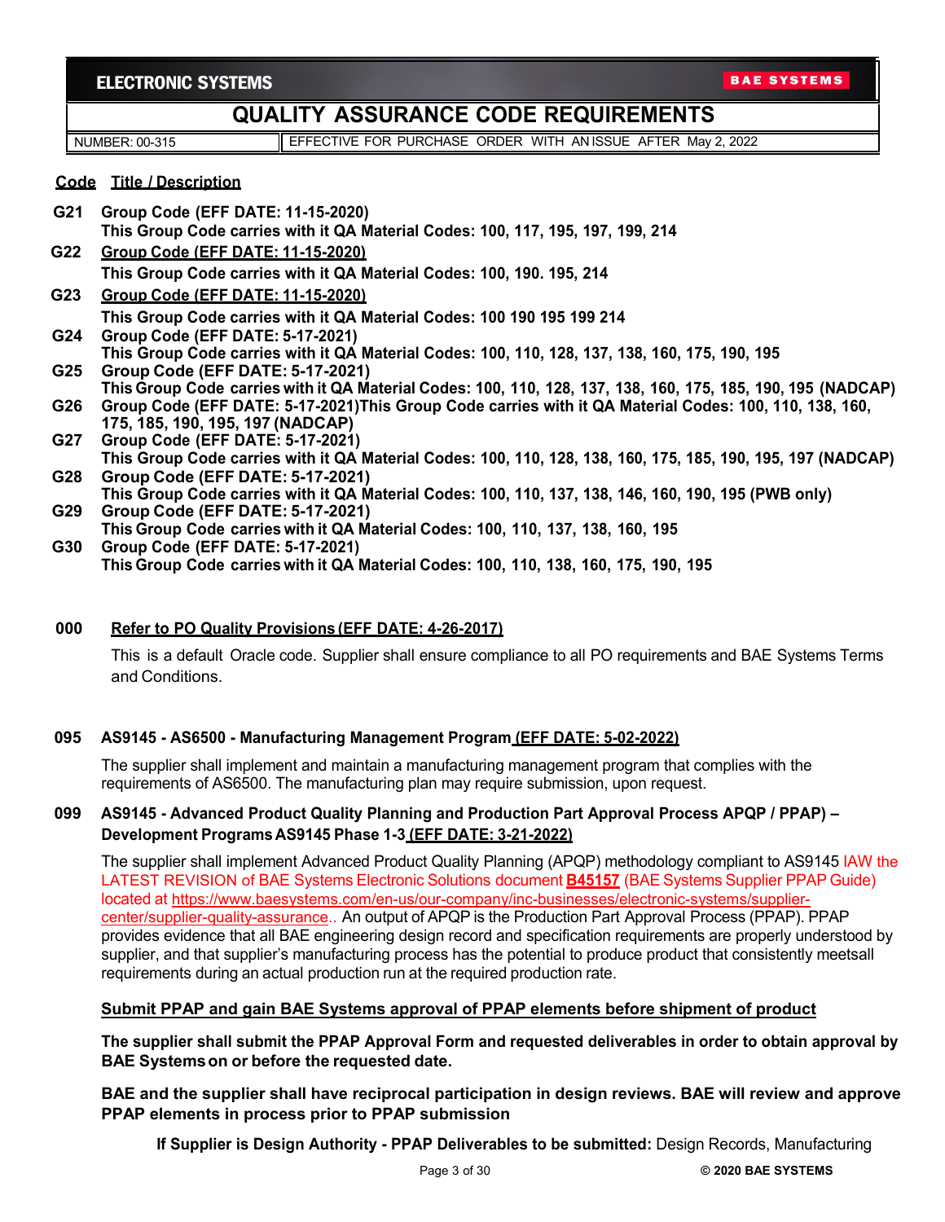**Code Title / Description**

**G21 Group Code (EFF DATE: 11-15-2020)**
**This Group Code carries with it QA Material Codes: 100, 117, 195, 197, 199, 214**

**G22 Group Code (EFF DATE: 11-15-2020)**
**This Group Code carries with it QA Material Codes: 100, 190. 195, 214**

**G23 Group Code (EFF DATE: 11-15-2020)**
**This Group Code carries with it QA Material Codes: 100 190 195 199 214**

**G24 Group Code (EFF DATE: 5-17-2021)**
**This Group Code carries with it QA Material Codes: 100, 110, 128, 137, 138, 160, 175, 190, 195**

**G25 Group Code (EFF DATE: 5-17-2021)**
**This Group Code carries with it QA Material Codes: 100, 110, 128, 137, 138, 160, 175, 185, 190, 195 (NADCAP)**

**G26 Group Code (EFF DATE: 5-17-2021)This Group Code carries with it QA Material Codes: 100, 110, 138, 160, 175, 185, 190, 195, 197 (NADCAP)**

**G27 Group Code (EFF DATE: 5-17-2021)**
**This Group Code carries with it QA Material Codes: 100, 110, 128, 138, 160, 175, 185, 190, 195, 197 (NADCAP)**

**G28 Group Code (EFF DATE: 5-17-2021)**
**This Group Code carries with it QA Material Codes: 100, 110, 137, 138, 146, 160, 190, 195 (PWB only)**

**G29 Group Code (EFF DATE: 5-17-2021)**
**This Group Code carries with it QA Material Codes: 100, 110, 137, 138, 160, 195**

**G30 Group Code (EFF DATE: 5-17-2021)**
**This Group Code carries with it QA Material Codes: 100, 110, 138, 160, 175, 190, 195**

**000 Refer to PO Quality Provisions (EFF DATE: 4-26-2017)**

This is a default Oracle code. Supplier shall ensure compliance to all PO requirements and BAE Systems Terms and Conditions.

**095 AS9145 - AS6500 - Manufacturing Management Program (EFF DATE: 5-02-2022)**

The supplier shall implement and maintain a manufacturing management program that complies with the requirements of AS6500. The manufacturing plan may require submission, upon request.

**099 AS9145 - Advanced Product Quality Planning and Production Part Approval Process APQP / PPAP) – Development Programs AS9145 Phase 1-3 (EFF DATE: 3-21-2022)**

The supplier shall implement Advanced Product Quality Planning (APQP) methodology compliant to AS9145 IAW the LATEST REVISION of BAE Systems Electronic Solutions document **B45157** (BAE Systems Supplier PPAP Guide) located at https://www.baesystems.com/en-us/our-company/inc-businesses/electronic-systems/supplier-center/supplier-quality-assurance.. An output of APQP is the Production Part Approval Process (PPAP). PPAP provides evidence that all BAE engineering design record and specification requirements are properly understood by supplier, and that supplier's manufacturing process has the potential to produce product that consistently meetsall requirements during an actual production run at the required production rate.

**Submit PPAP and gain BAE Systems approval of PPAP elements before shipment of product**

**The supplier shall submit the PPAP Approval Form and requested deliverables in order to obtain approval by BAE Systems on or before the requested date.**

**BAE and the supplier shall have reciprocal participation in design reviews. BAE will review and approve PPAP elements in process prior to PPAP submission**

**If Supplier is Design Authority - PPAP Deliverables to be submitted:** Design Records, Manufacturing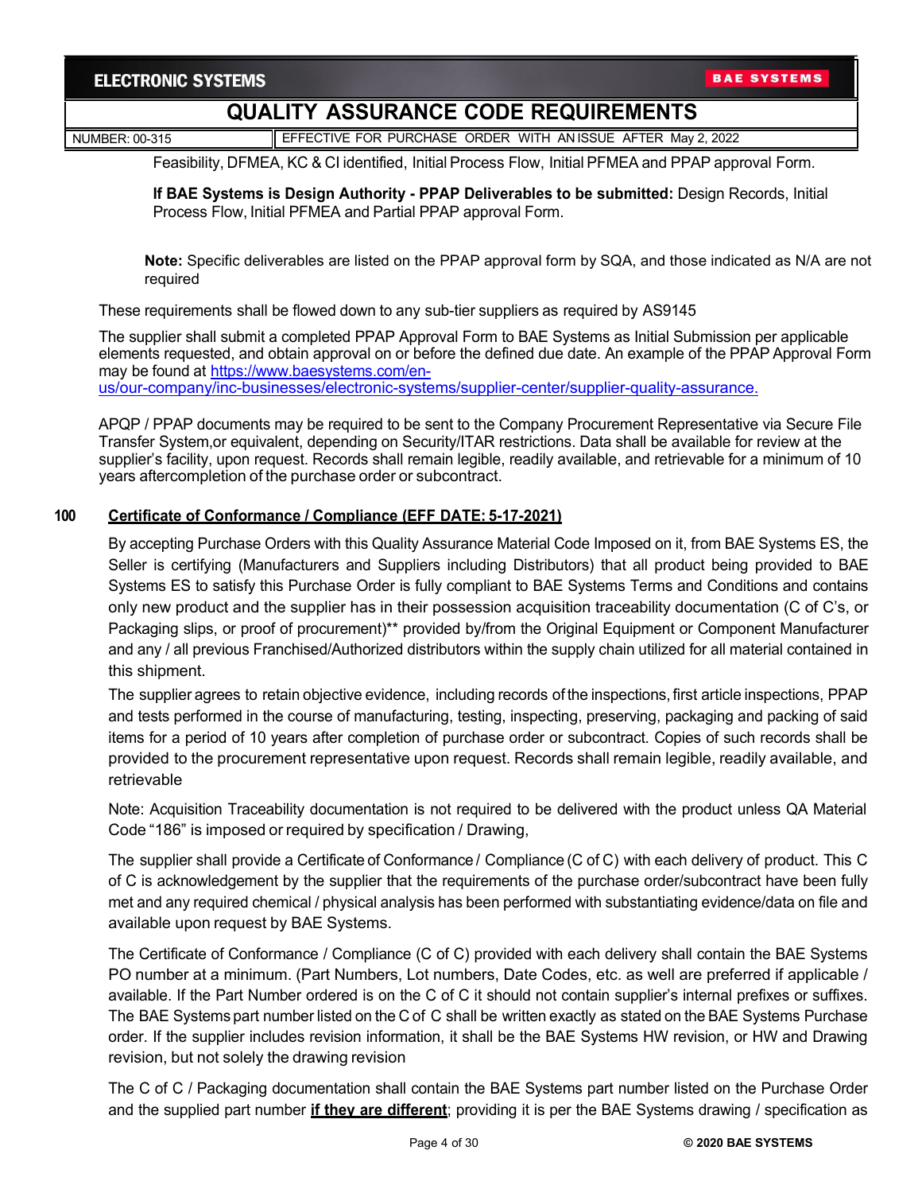Feasibility, DFMEA, KC & CI identified, Initial Process Flow, Initial PFMEA and PPAP approval Form.

**If BAE Systems is Design Authority - PPAP Deliverables to be submitted:** Design Records, Initial Process Flow, Initial PFMEA and Partial PPAP approval Form.

**Note:** Specific deliverables are listed on the PPAP approval form by SQA, and those indicated as N/A are not required

These requirements shall be flowed down to any sub-tier suppliers as required by AS9145

The supplier shall submit a completed PPAP Approval Form to BAE Systems as Initial Submission per applicable elements requested, and obtain approval on or before the defined due date. An example of the PPAP Approval Form may be found at https://www.baesystems.com/en-us/our-company/inc-businesses/electronic-systems/supplier-center/supplier-quality-assurance.

APQP / PPAP documents may be required to be sent to the Company Procurement Representative via Secure File Transfer System,or equivalent, depending on Security/ITAR restrictions. Data shall be available for review at the supplier's facility, upon request. Records shall remain legible, readily available, and retrievable for a minimum of 10 years aftercompletion of the purchase order or subcontract.

## 100 Certificate of Conformance / Compliance (EFF DATE: 5-17-2021)

By accepting Purchase Orders with this Quality Assurance Material Code Imposed on it, from BAE Systems ES, the Seller is certifying (Manufacturers and Suppliers including Distributors) that all product being provided to BAE Systems ES to satisfy this Purchase Order is fully compliant to BAE Systems Terms and Conditions and contains only new product and the supplier has in their possession acquisition traceability documentation (C of C's, or Packaging slips, or proof of procurement)** provided by/from the Original Equipment or Component Manufacturer and any / all previous Franchised/Authorized distributors within the supply chain utilized for all material contained in this shipment.

The supplier agrees to retain objective evidence, including records of the inspections, first article inspections, PPAP and tests performed in the course of manufacturing, testing, inspecting, preserving, packaging and packing of said items for a period of 10 years after completion of purchase order or subcontract. Copies of such records shall be provided to the procurement representative upon request. Records shall remain legible, readily available, and retrievable

Note: Acquisition Traceability documentation is not required to be delivered with the product unless QA Material Code "186" is imposed or required by specification / Drawing,

The supplier shall provide a Certificate of Conformance / Compliance (C of C) with each delivery of product. This C of C is acknowledgement by the supplier that the requirements of the purchase order/subcontract have been fully met and any required chemical / physical analysis has been performed with substantiating evidence/data on file and available upon request by BAE Systems.

The Certificate of Conformance / Compliance (C of C) provided with each delivery shall contain the BAE Systems PO number at a minimum. (Part Numbers, Lot numbers, Date Codes, etc. as well are preferred if applicable / available. If the Part Number ordered is on the C of C it should not contain supplier's internal prefixes or suffixes. The BAE Systems part number listed on the C of C shall be written exactly as stated on the BAE Systems Purchase order. If the supplier includes revision information, it shall be the BAE Systems HW revision, or HW and Drawing revision, but not solely the drawing revision

The C of C / Packaging documentation shall contain the BAE Systems part number listed on the Purchase Order and the supplied part number **if they are different**; providing it is per the BAE Systems drawing / specification as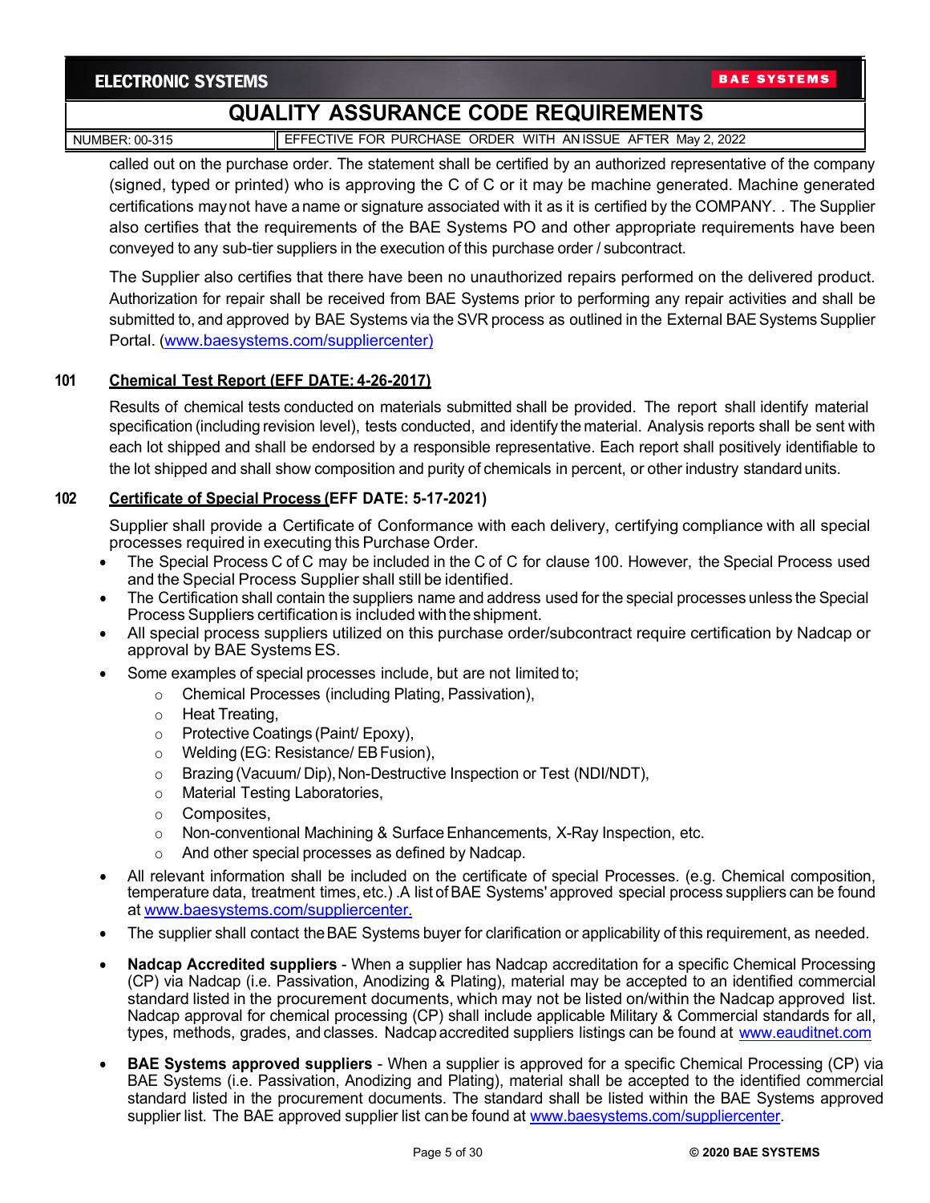called out on the purchase order. The statement shall be certified by an authorized representative of the company (signed, typed or printed) who is approving the C of C or it may be machine generated. Machine generated certifications may not have a name or signature associated with it as it is certified by the COMPANY. . The Supplier also certifies that the requirements of the BAE Systems PO and other appropriate requirements have been conveyed to any sub-tier suppliers in the execution of this purchase order / subcontract.

The Supplier also certifies that there have been no unauthorized repairs performed on the delivered product. Authorization for repair shall be received from BAE Systems prior to performing any repair activities and shall be submitted to, and approved by BAE Systems via the SVR process as outlined in the External BAE Systems Supplier Portal. (www.baesystems.com/suppliercenter)

**101 Chemical Test Report (EFF DATE: 4-26-2017)**

Results of chemical tests conducted on materials submitted shall be provided. The report shall identify material specification (including revision level), tests conducted, and identify the material. Analysis reports shall be sent with each lot shipped and shall be endorsed by a responsible representative. Each report shall positively identifiable to the lot shipped and shall show composition and purity of chemicals in percent, or other industry standard units.

**102 Certificate of Special Process (EFF DATE: 5-17-2021)**

Supplier shall provide a Certificate of Conformance with each delivery, certifying compliance with all special processes required in executing this Purchase Order.

- The Special Process C of C may be included in the C of C for clause 100. However, the Special Process used and the Special Process Supplier shall still be identified.
- The Certification shall contain the suppliers name and address used for the special processes unless the Special Process Suppliers certification is included with the shipment.
- All special process suppliers utilized on this purchase order/subcontract require certification by Nadcap or approval by BAE Systems ES.
- Some examples of special processes include, but are not limited to;
  - Chemical Processes (including Plating, Passivation),
  - Heat Treating,
  - Protective Coatings (Paint/ Epoxy),
  - Welding (EG: Resistance/ EB Fusion),
  - Brazing (Vacuum/ Dip), Non-Destructive Inspection or Test (NDI/NDT),
  - Material Testing Laboratories,
  - Composites,
  - Non-conventional Machining & Surface Enhancements, X-Ray Inspection, etc.
  - And other special processes as defined by Nadcap.
- All relevant information shall be included on the certificate of special Processes. (e.g. Chemical composition, temperature data, treatment times, etc.) .A list of BAE Systems' approved special process suppliers can be found at www.baesystems.com/suppliercenter.
- The supplier shall contact the BAE Systems buyer for clarification or applicability of this requirement, as needed.
- **Nadcap Accredited suppliers** - When a supplier has Nadcap accreditation for a specific Chemical Processing (CP) via Nadcap (i.e. Passivation, Anodizing & Plating), material may be accepted to an identified commercial standard listed in the procurement documents, which may not be listed on/within the Nadcap approved list. Nadcap approval for chemical processing (CP) shall include applicable Military & Commercial standards for all, types, methods, grades, and classes. Nadcap accredited suppliers listings can be found at www.eauditnet.com
- **BAE Systems approved suppliers** - When a supplier is approved for a specific Chemical Processing (CP) via BAE Systems (i.e. Passivation, Anodizing and Plating), material shall be accepted to the identified commercial standard listed in the procurement documents. The standard shall be listed within the BAE Systems approved supplier list. The BAE approved supplier list can be found at www.baesystems.com/suppliercenter.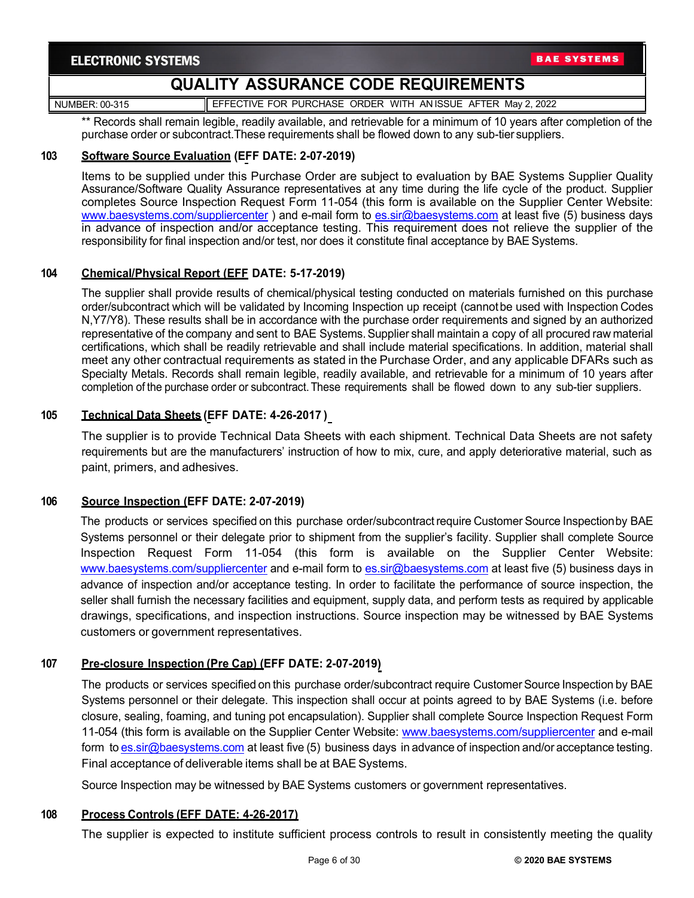** Records shall remain legible, readily available, and retrievable for a minimum of 10 years after completion of the purchase order or subcontract.These requirements shall be flowed down to any sub-tier suppliers.

### 103 Software Source Evaluation (EFF DATE: 2-07-2019)

Items to be supplied under this Purchase Order are subject to evaluation by BAE Systems Supplier Quality Assurance/Software Quality Assurance representatives at any time during the life cycle of the product. Supplier completes Source Inspection Request Form 11-054 (this form is available on the Supplier Center Website: www.baesystems.com/suppliercenter ) and e-mail form to es.sir@baesystems.com at least five (5) business days in advance of inspection and/or acceptance testing. This requirement does not relieve the supplier of the responsibility for final inspection and/or test, nor does it constitute final acceptance by BAE Systems.

### 104 Chemical/Physical Report (EFF DATE: 5-17-2019)

The supplier shall provide results of chemical/physical testing conducted on materials furnished on this purchase order/subcontract which will be validated by Incoming Inspection up receipt (cannot be used with Inspection Codes N,Y7/Y8). These results shall be in accordance with the purchase order requirements and signed by an authorized representative of the company and sent to BAE Systems. Supplier shall maintain a copy of all procured raw material certifications, which shall be readily retrievable and shall include material specifications. In addition, material shall meet any other contractual requirements as stated in the Purchase Order, and any applicable DFARs such as Specialty Metals. Records shall remain legible, readily available, and retrievable for a minimum of 10 years after completion of the purchase order or subcontract. These requirements shall be flowed down to any sub-tier suppliers.

### 105 Technical Data Sheets (EFF DATE: 4-26-2017 )

The supplier is to provide Technical Data Sheets with each shipment. Technical Data Sheets are not safety requirements but are the manufacturers' instruction of how to mix, cure, and apply deteriorative material, such as paint, primers, and adhesives.

### 106 Source Inspection (EFF DATE: 2-07-2019)

The products or services specified on this purchase order/subcontract require Customer Source Inspection by BAE Systems personnel or their delegate prior to shipment from the supplier's facility. Supplier shall complete Source Inspection Request Form 11-054 (this form is available on the Supplier Center Website: www.baesystems.com/suppliercenter and e-mail form to es.sir@baesystems.com at least five (5) business days in advance of inspection and/or acceptance testing. In order to facilitate the performance of source inspection, the seller shall furnish the necessary facilities and equipment, supply data, and perform tests as required by applicable drawings, specifications, and inspection instructions. Source inspection may be witnessed by BAE Systems customers or government representatives.

### 107 Pre-closure Inspection (Pre Cap) (EFF DATE: 2-07-2019)

The products or services specified on this purchase order/subcontract require Customer Source Inspection by BAE Systems personnel or their delegate. This inspection shall occur at points agreed to by BAE Systems (i.e. before closure, sealing, foaming, and tuning pot encapsulation). Supplier shall complete Source Inspection Request Form 11-054 (this form is available on the Supplier Center Website: www.baesystems.com/suppliercenter and e-mail form to es.sir@baesystems.com at least five (5) business days in advance of inspection and/or acceptance testing. Final acceptance of deliverable items shall be at BAE Systems.

Source Inspection may be witnessed by BAE Systems customers or government representatives.

### 108 Process Controls (EFF DATE: 4-26-2017)

The supplier is expected to institute sufficient process controls to result in consistently meeting the quality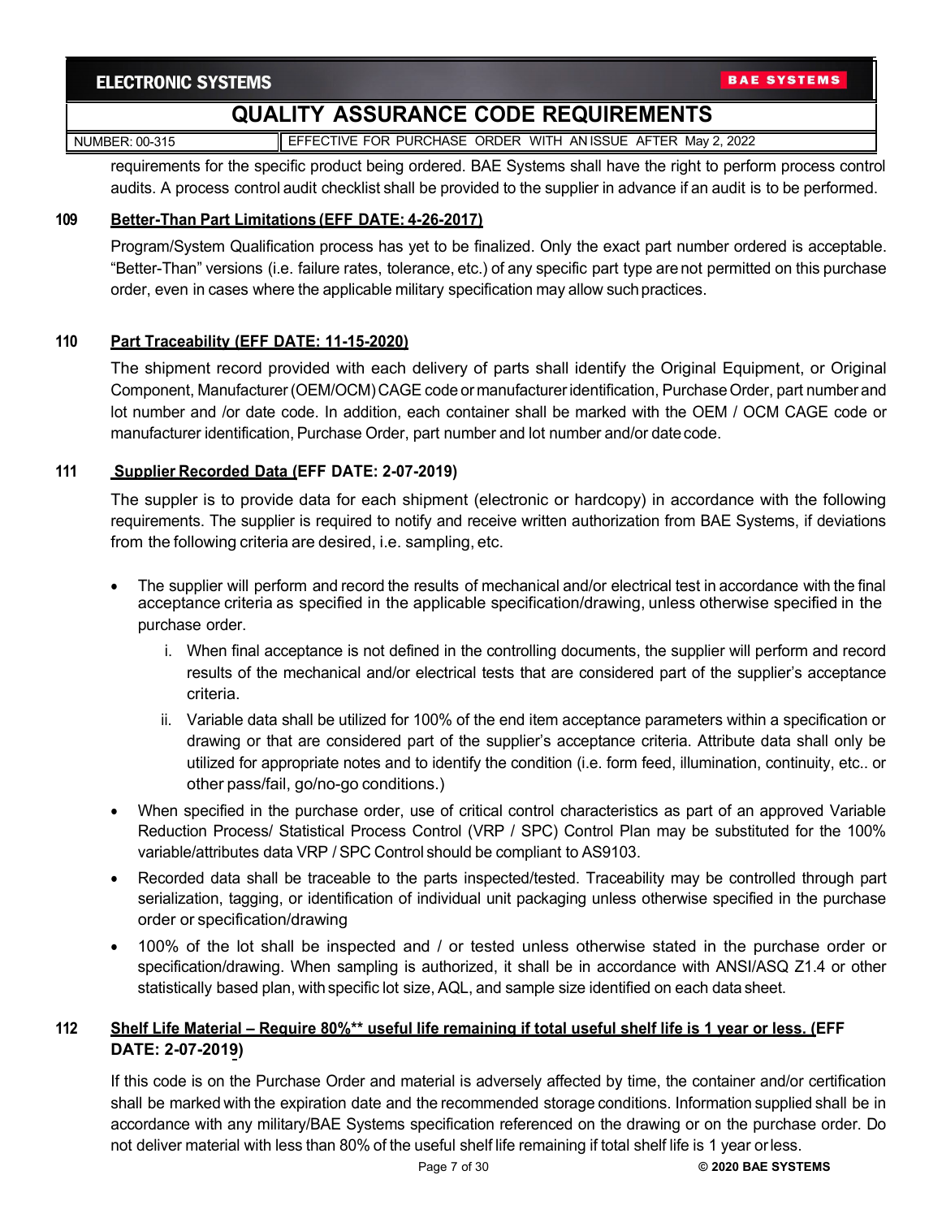requirements for the specific product being ordered. BAE Systems shall have the right to perform process control audits. A process control audit checklist shall be provided to the supplier in advance if an audit is to be performed.

### 109 Better-Than Part Limitations (EFF DATE: 4-26-2017)

Program/System Qualification process has yet to be finalized. Only the exact part number ordered is acceptable. "Better-Than" versions (i.e. failure rates, tolerance, etc.) of any specific part type are not permitted on this purchase order, even in cases where the applicable military specification may allow such practices.

### 110 Part Traceability (EFF DATE: 11-15-2020)

The shipment record provided with each delivery of parts shall identify the Original Equipment, or Original Component, Manufacturer (OEM/OCM) CAGE code or manufacturer identification, Purchase Order, part number and lot number and /or date code. In addition, each container shall be marked with the OEM / OCM CAGE code or manufacturer identification, Purchase Order, part number and lot number and/or date code.

### 111 Supplier Recorded Data (EFF DATE: 2-07-2019)

The suppler is to provide data for each shipment (electronic or hardcopy) in accordance with the following requirements. The supplier is required to notify and receive written authorization from BAE Systems, if deviations from the following criteria are desired, i.e. sampling, etc.

- The supplier will perform and record the results of mechanical and/or electrical test in accordance with the final acceptance criteria as specified in the applicable specification/drawing, unless otherwise specified in the purchase order.
  - i. When final acceptance is not defined in the controlling documents, the supplier will perform and record results of the mechanical and/or electrical tests that are considered part of the supplier's acceptance criteria.
  - ii. Variable data shall be utilized for 100% of the end item acceptance parameters within a specification or drawing or that are considered part of the supplier's acceptance criteria. Attribute data shall only be utilized for appropriate notes and to identify the condition (i.e. form feed, illumination, continuity, etc.. or other pass/fail, go/no-go conditions.)
- When specified in the purchase order, use of critical control characteristics as part of an approved Variable Reduction Process/ Statistical Process Control (VRP / SPC) Control Plan may be substituted for the 100% variable/attributes data VRP / SPC Control should be compliant to AS9103.
- Recorded data shall be traceable to the parts inspected/tested. Traceability may be controlled through part serialization, tagging, or identification of individual unit packaging unless otherwise specified in the purchase order or specification/drawing
- 100% of the lot shall be inspected and / or tested unless otherwise stated in the purchase order or specification/drawing. When sampling is authorized, it shall be in accordance with ANSI/ASQ Z1.4 or other statistically based plan, with specific lot size, AQL, and sample size identified on each data sheet.

### 112 Shelf Life Material – Require 80%** useful life remaining if total useful shelf life is 1 year or less. (EFF DATE: 2-07-2019)

If this code is on the Purchase Order and material is adversely affected by time, the container and/or certification shall be marked with the expiration date and the recommended storage conditions. Information supplied shall be in accordance with any military/BAE Systems specification referenced on the drawing or on the purchase order. Do not deliver material with less than 80% of the useful shelf life remaining if total shelf life is 1 year or less.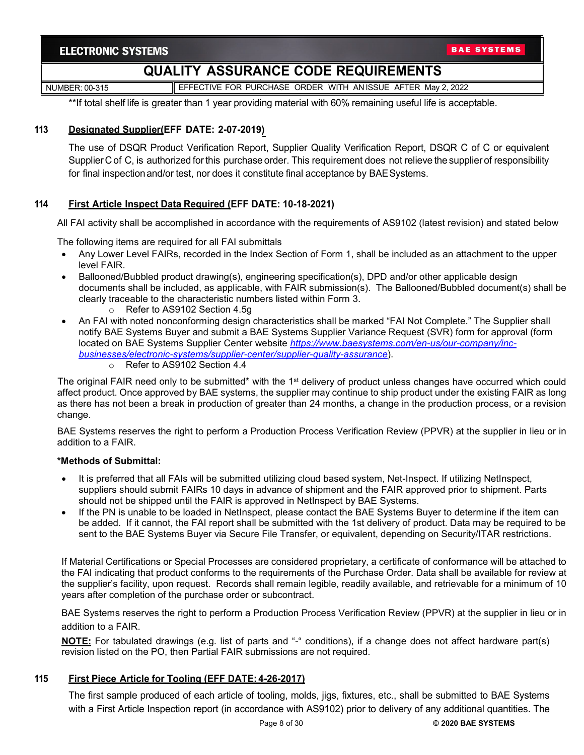**If total shelf life is greater than 1 year providing material with 60% remaining useful life is acceptable.

### 113 Designated Supplier(EFF DATE: 2-07-2019)

The use of DSQR Product Verification Report, Supplier Quality Verification Report, DSQR C of C or equivalent Supplier C of C, is authorized for this purchase order. This requirement does not relieve the supplier of responsibility for final inspection and/or test, nor does it constitute final acceptance by BAE Systems.

### 114 First Article Inspect Data Required (EFF DATE: 10-18-2021)

All FAI activity shall be accomplished in accordance with the requirements of AS9102 (latest revision) and stated below

The following items are required for all FAI submittals

- Any Lower Level FAIRs, recorded in the Index Section of Form 1, shall be included as an attachment to the upper level FAIR.
- Ballooned/Bubbled product drawing(s), engineering specification(s), DPD and/or other applicable design documents shall be included, as applicable, with FAIR submission(s). The Ballooned/Bubbled document(s) shall be clearly traceable to the characteristic numbers listed within Form 3.
  - Refer to AS9102 Section 4.5g
- An FAI with noted nonconforming design characteristics shall be marked "FAI Not Complete." The Supplier shall notify BAE Systems Buyer and submit a BAE Systems Supplier Variance Request (SVR) form for approval (form located on BAE Systems Supplier Center website *https://www.baesystems.com/en-us/our-company/inc-businesses/electronic-systems/supplier-center/supplier-quality-assurance*).
  - Refer to AS9102 Section 4.4

The original FAIR need only to be submitted* with the 1st delivery of product unless changes have occurred which could affect product. Once approved by BAE systems, the supplier may continue to ship product under the existing FAIR as long as there has not been a break in production of greater than 24 months, a change in the production process, or a revision change.

BAE Systems reserves the right to perform a Production Process Verification Review (PPVR) at the supplier in lieu or in addition to a FAIR.

**\*Methods of Submittal:**

- It is preferred that all FAIs will be submitted utilizing cloud based system, Net-Inspect. If utilizing NetInspect, suppliers should submit FAIRs 10 days in advance of shipment and the FAIR approved prior to shipment. Parts should not be shipped until the FAIR is approved in NetInspect by BAE Systems.
- If the PN is unable to be loaded in NetInspect, please contact the BAE Systems Buyer to determine if the item can be added. If it cannot, the FAI report shall be submitted with the 1st delivery of product. Data may be required to be sent to the BAE Systems Buyer via Secure File Transfer, or equivalent, depending on Security/ITAR restrictions.

If Material Certifications or Special Processes are considered proprietary, a certificate of conformance will be attached to the FAI indicating that product conforms to the requirements of the Purchase Order. Data shall be available for review at the supplier's facility, upon request. Records shall remain legible, readily available, and retrievable for a minimum of 10 years after completion of the purchase order or subcontract.

BAE Systems reserves the right to perform a Production Process Verification Review (PPVR) at the supplier in lieu or in addition to a FAIR.

**NOTE:** For tabulated drawings (e.g. list of parts and "-" conditions), if a change does not affect hardware part(s) revision listed on the PO, then Partial FAIR submissions are not required.

### 115 First Piece Article for Tooling (EFF DATE: 4-26-2017)

The first sample produced of each article of tooling, molds, jigs, fixtures, etc., shall be submitted to BAE Systems with a First Article Inspection report (in accordance with AS9102) prior to delivery of any additional quantities. The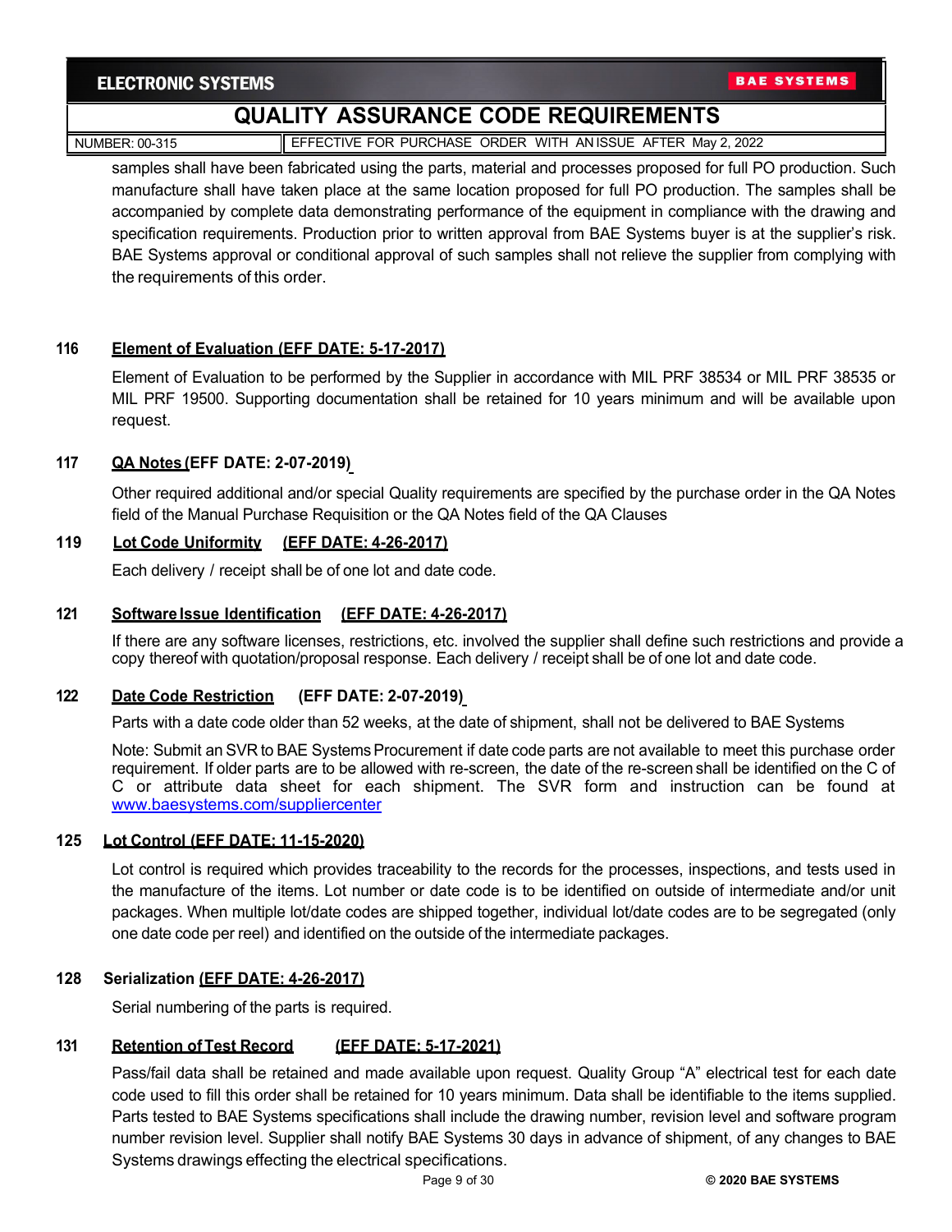samples shall have been fabricated using the parts, material and processes proposed for full PO production. Such manufacture shall have taken place at the same location proposed for full PO production. The samples shall be accompanied by complete data demonstrating performance of the equipment in compliance with the drawing and specification requirements. Production prior to written approval from BAE Systems buyer is at the supplier's risk. BAE Systems approval or conditional approval of such samples shall not relieve the supplier from complying with the requirements of this order.

**116 Element of Evaluation (EFF DATE: 5-17-2017)**

Element of Evaluation to be performed by the Supplier in accordance with MIL PRF 38534 or MIL PRF 38535 or MIL PRF 19500. Supporting documentation shall be retained for 10 years minimum and will be available upon request.

**117 QA Notes (EFF DATE: 2-07-2019)**

Other required additional and/or special Quality requirements are specified by the purchase order in the QA Notes field of the Manual Purchase Requisition or the QA Notes field of the QA Clauses

**119 Lot Code Uniformity (EFF DATE: 4-26-2017)**

Each delivery / receipt shall be of one lot and date code.

**121 Software Issue Identification (EFF DATE: 4-26-2017)**

If there are any software licenses, restrictions, etc. involved the supplier shall define such restrictions and provide a copy thereof with quotation/proposal response. Each delivery / receipt shall be of one lot and date code.

**122 Date Code Restriction (EFF DATE: 2-07-2019)**

Parts with a date code older than 52 weeks, at the date of shipment, shall not be delivered to BAE Systems

Note: Submit an SVR to BAE Systems Procurement if date code parts are not available to meet this purchase order requirement. If older parts are to be allowed with re-screen, the date of the re-screen shall be identified on the C of C or attribute data sheet for each shipment. The SVR form and instruction can be found at [www.baesystems.com/suppliercenter](http://www.baesystems.com/suppliercenter)

**125 Lot Control (EFF DATE: 11-15-2020)**

Lot control is required which provides traceability to the records for the processes, inspections, and tests used in the manufacture of the items. Lot number or date code is to be identified on outside of intermediate and/or unit packages. When multiple lot/date codes are shipped together, individual lot/date codes are to be segregated (only one date code per reel) and identified on the outside of the intermediate packages.

**128 Serialization (EFF DATE: 4-26-2017)**

Serial numbering of the parts is required.

**131 Retention of Test Record (EFF DATE: 5-17-2021)**

Pass/fail data shall be retained and made available upon request. Quality Group "A" electrical test for each date code used to fill this order shall be retained for 10 years minimum. Data shall be identifiable to the items supplied. Parts tested to BAE Systems specifications shall include the drawing number, revision level and software program number revision level. Supplier shall notify BAE Systems 30 days in advance of shipment, of any changes to BAE Systems drawings effecting the electrical specifications.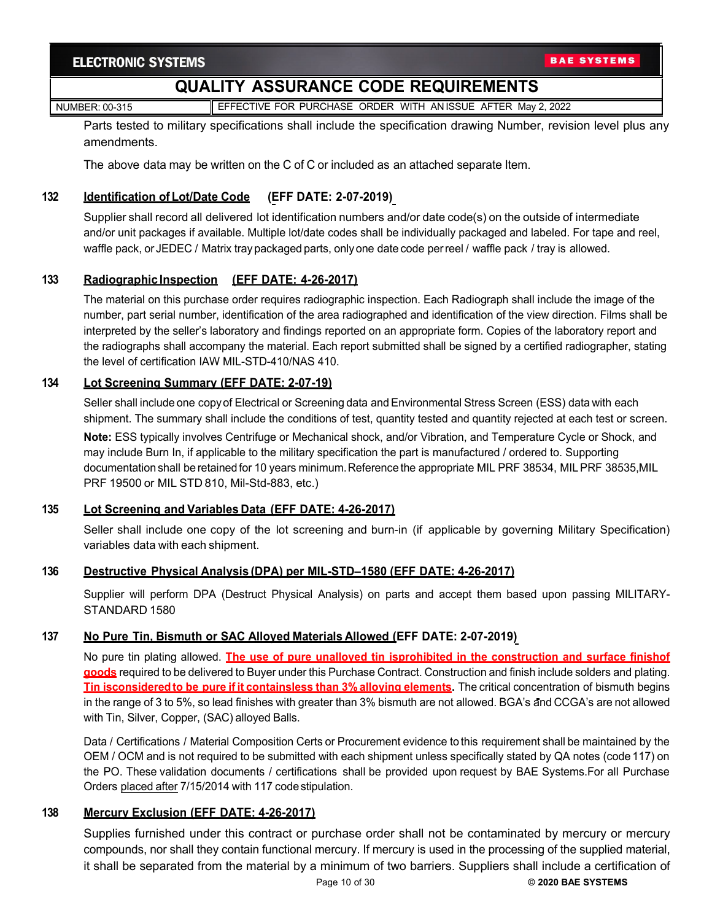Parts tested to military specifications shall include the specification drawing Number, revision level plus any amendments.

The above data may be written on the C of C or included as an attached separate Item.

### 132 Identification of Lot/Date Code (EFF DATE: 2-07-2019)

Supplier shall record all delivered lot identification numbers and/or date code(s) on the outside of intermediate and/or unit packages if available. Multiple lot/date codes shall be individually packaged and labeled. For tape and reel, waffle pack, or JEDEC / Matrix tray packaged parts, only one date code per reel / waffle pack / tray is allowed.

### 133 Radiographic Inspection (EFF DATE: 4-26-2017)

The material on this purchase order requires radiographic inspection. Each Radiograph shall include the image of the number, part serial number, identification of the area radiographed and identification of the view direction. Films shall be interpreted by the seller's laboratory and findings reported on an appropriate form. Copies of the laboratory report and the radiographs shall accompany the material. Each report submitted shall be signed by a certified radiographer, stating the level of certification IAW MIL-STD-410/NAS 410.

### 134 Lot Screening Summary (EFF DATE: 2-07-19)

Seller shall include one copy of Electrical or Screening data and Environmental Stress Screen (ESS) data with each shipment. The summary shall include the conditions of test, quantity tested and quantity rejected at each test or screen.

**Note:** ESS typically involves Centrifuge or Mechanical shock, and/or Vibration, and Temperature Cycle or Shock, and may include Burn In, if applicable to the military specification the part is manufactured / ordered to. Supporting documentation shall be retained for 10 years minimum. Reference the appropriate MIL PRF 38534, MIL PRF 38535,MIL PRF 19500 or MIL STD 810, Mil-Std-883, etc.)

### 135 Lot Screening and Variables Data (EFF DATE: 4-26-2017)

Seller shall include one copy of the lot screening and burn-in (if applicable by governing Military Specification) variables data with each shipment.

### 136 Destructive Physical Analysis (DPA) per MIL-STD–1580 (EFF DATE: 4-26-2017)

Supplier will perform DPA (Destruct Physical Analysis) on parts and accept them based upon passing MILITARY-STANDARD 1580

### 137 No Pure Tin, Bismuth or SAC Alloyed Materials Allowed (EFF DATE: 2-07-2019)

No pure tin plating allowed. **The use of pure unalloyed tin is prohibited in the construction and surface finish of goods** required to be delivered to Buyer under this Purchase Contract. Construction and finish include solders and plating. **Tin is considered to be pure if it contains less than 3% alloying elements.** The critical concentration of bismuth begins in the range of 3 to 5%, so lead finishes with greater than 3% bismuth are not allowed. BGA's and CCGA's are not allowed with Tin, Silver, Copper, (SAC) alloyed Balls.

Data / Certifications / Material Composition Certs or Procurement evidence to this requirement shall be maintained by the OEM / OCM and is not required to be submitted with each shipment unless specifically stated by QA notes (code 117) on the PO. These validation documents / certifications shall be provided upon request by BAE Systems.For all Purchase Orders placed after 7/15/2014 with 117 code stipulation.

### 138 Mercury Exclusion (EFF DATE: 4-26-2017)

Supplies furnished under this contract or purchase order shall not be contaminated by mercury or mercury compounds, nor shall they contain functional mercury. If mercury is used in the processing of the supplied material, it shall be separated from the material by a minimum of two barriers. Suppliers shall include a certification of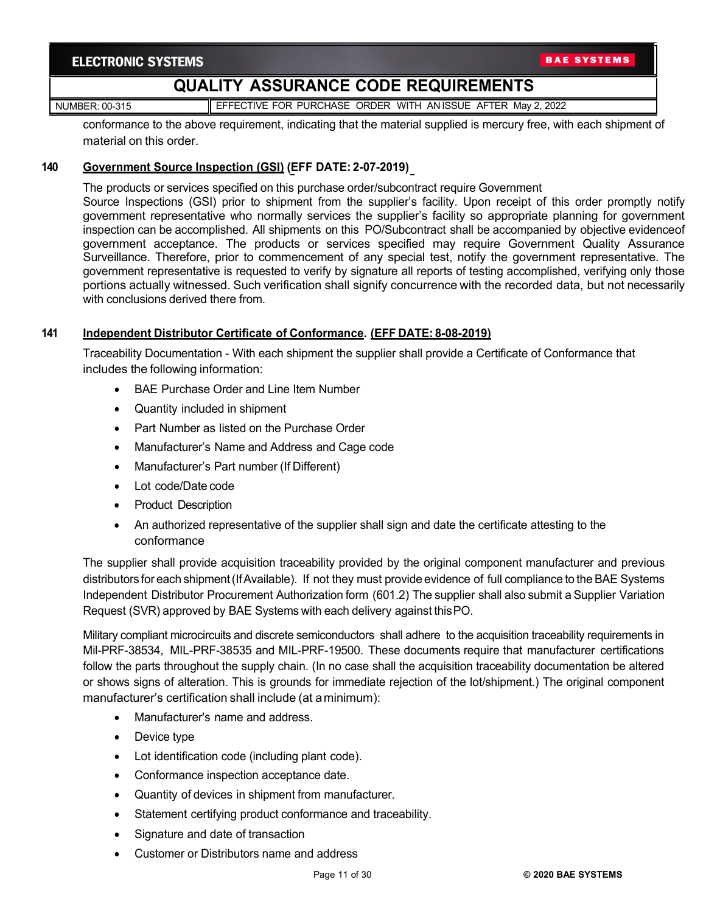conformance to the above requirement, indicating that the material supplied is mercury free, with each shipment of material on this order.

**140 Government Source Inspection (GSI) (EFF DATE: 2-07-2019)**

The products or services specified on this purchase order/subcontract require Government Source Inspections (GSI) prior to shipment from the supplier's facility. Upon receipt of this order promptly notify government representative who normally services the supplier's facility so appropriate planning for government inspection can be accomplished. All shipments on this PO/Subcontract shall be accompanied by objective evidenceof government acceptance. The products or services specified may require Government Quality Assurance Surveillance. Therefore, prior to commencement of any special test, notify the government representative. The government representative is requested to verify by signature all reports of testing accomplished, verifying only those portions actually witnessed. Such verification shall signify concurrence with the recorded data, but not necessarily with conclusions derived there from.

**141 Independent Distributor Certificate of Conformance. (EFF DATE: 8-08-2019)**

Traceability Documentation - With each shipment the supplier shall provide a Certificate of Conformance that includes the following information:

- BAE Purchase Order and Line Item Number
- Quantity included in shipment
- Part Number as listed on the Purchase Order
- Manufacturer's Name and Address and Cage code
- Manufacturer's Part number (If Different)
- Lot code/Date code
- Product Description
- An authorized representative of the supplier shall sign and date the certificate attesting to the conformance

The supplier shall provide acquisition traceability provided by the original component manufacturer and previous distributors for each shipment (If Available). If not they must provide evidence of full compliance to the BAE Systems Independent Distributor Procurement Authorization form (601.2) The supplier shall also submit a Supplier Variation Request (SVR) approved by BAE Systems with each delivery against this PO.

Military compliant microcircuits and discrete semiconductors shall adhere to the acquisition traceability requirements in Mil-PRF-38534, MIL-PRF-38535 and MIL-PRF-19500. These documents require that manufacturer certifications follow the parts throughout the supply chain. (In no case shall the acquisition traceability documentation be altered or shows signs of alteration. This is grounds for immediate rejection of the lot/shipment.) The original component manufacturer's certification shall include (at a minimum):

- Manufacturer's name and address.
- Device type
- Lot identification code (including plant code).
- Conformance inspection acceptance date.
- Quantity of devices in shipment from manufacturer.
- Statement certifying product conformance and traceability.
- Signature and date of transaction
- Customer or Distributors name and address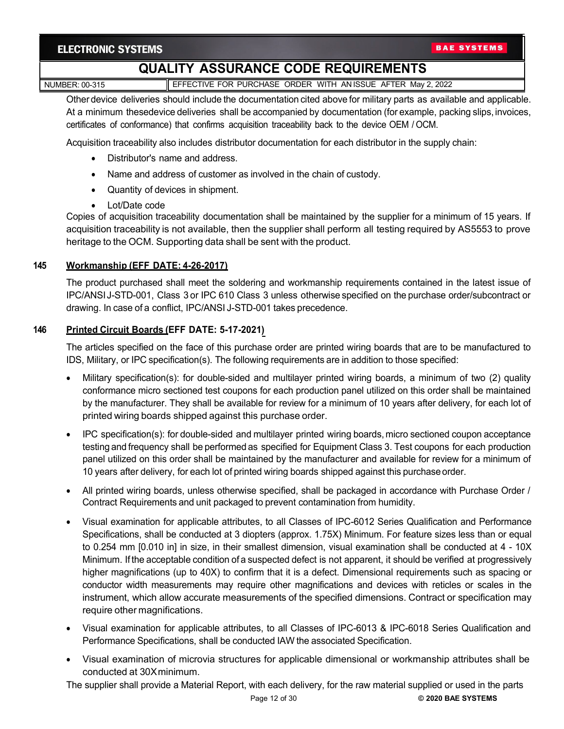Other device deliveries should include the documentation cited above for military parts as available and applicable. At a minimum thesedevice deliveries shall be accompanied by documentation (for example, packing slips, invoices, certificates of conformance) that confirms acquisition traceability back to the device OEM / OCM.

Acquisition traceability also includes distributor documentation for each distributor in the supply chain:

- Distributor's name and address.
- Name and address of customer as involved in the chain of custody.
- Quantity of devices in shipment.
- Lot/Date code

Copies of acquisition traceability documentation shall be maintained by the supplier for a minimum of 15 years. If acquisition traceability is not available, then the supplier shall perform all testing required by AS5553 to prove heritage to the OCM. Supporting data shall be sent with the product.

### 145 Workmanship (EFF DATE: 4-26-2017)

The product purchased shall meet the soldering and workmanship requirements contained in the latest issue of IPC/ANSI J-STD-001, Class 3 or IPC 610 Class 3 unless otherwise specified on the purchase order/subcontract or drawing. In case of a conflict, IPC/ANSI J-STD-001 takes precedence.

### 146 Printed Circuit Boards (EFF DATE: 5-17-2021)

The articles specified on the face of this purchase order are printed wiring boards that are to be manufactured to IDS, Military, or IPC specification(s). The following requirements are in addition to those specified:

- Military specification(s): for double-sided and multilayer printed wiring boards, a minimum of two (2) quality conformance micro sectioned test coupons for each production panel utilized on this order shall be maintained by the manufacturer. They shall be available for review for a minimum of 10 years after delivery, for each lot of printed wiring boards shipped against this purchase order.

- IPC specification(s): for double-sided and multilayer printed wiring boards, micro sectioned coupon acceptance testing and frequency shall be performed as specified for Equipment Class 3. Test coupons for each production panel utilized on this order shall be maintained by the manufacturer and available for review for a minimum of 10 years after delivery, for each lot of printed wiring boards shipped against this purchase order.

- All printed wiring boards, unless otherwise specified, shall be packaged in accordance with Purchase Order / Contract Requirements and unit packaged to prevent contamination from humidity.

- Visual examination for applicable attributes, to all Classes of IPC-6012 Series Qualification and Performance Specifications, shall be conducted at 3 diopters (approx. 1.75X) Minimum. For feature sizes less than or equal to 0.254 mm [0.010 in] in size, in their smallest dimension, visual examination shall be conducted at 4 - 10X Minimum. If the acceptable condition of a suspected defect is not apparent, it should be verified at progressively higher magnifications (up to 40X) to confirm that it is a defect. Dimensional requirements such as spacing or conductor width measurements may require other magnifications and devices with reticles or scales in the instrument, which allow accurate measurements of the specified dimensions. Contract or specification may require other magnifications.

- Visual examination for applicable attributes, to all Classes of IPC-6013 & IPC-6018 Series Qualification and Performance Specifications, shall be conducted IAW the associated Specification.

- Visual examination of microvia structures for applicable dimensional or workmanship attributes shall be conducted at 30X minimum.

The supplier shall provide a Material Report, with each delivery, for the raw material supplied or used in the parts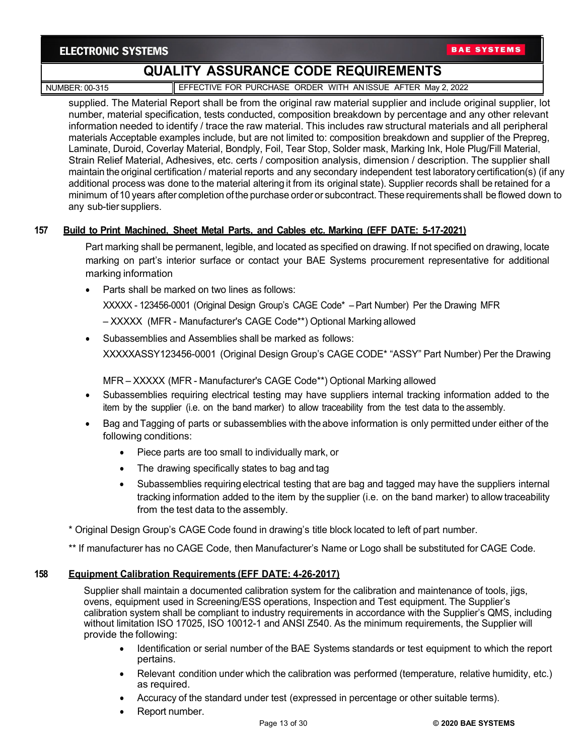supplied. The Material Report shall be from the original raw material supplier and include original supplier, lot number, material specification, tests conducted, composition breakdown by percentage and any other relevant information needed to identify / trace the raw material. This includes raw structural materials and all peripheral materials Acceptable examples include, but are not limited to: composition breakdown and supplier of the Prepreg, Laminate, Duroid, Coverlay Material, Bondply, Foil, Tear Stop, Solder mask, Marking Ink, Hole Plug/Fill Material, Strain Relief Material, Adhesives, etc. certs / composition analysis, dimension / description. The supplier shall maintain the original certification / material reports and any secondary independent test laboratory certification(s) (if any additional process was done to the material altering it from its original state). Supplier records shall be retained for a minimum of 10 years after completion of the purchase order or subcontract. These requirements shall be flowed down to any sub-tier suppliers.

### 157 Build to Print Machined, Sheet Metal Parts, and Cables etc. Marking (EFF DATE: 5-17-2021)

Part marking shall be permanent, legible, and located as specified on drawing. If not specified on drawing, locate marking on part's interior surface or contact your BAE Systems procurement representative for additional marking information

- Parts shall be marked on two lines as follows:

  XXXXX - 123456-0001 (Original Design Group's CAGE Code* – Part Number) Per the Drawing MFR

  – XXXXX (MFR - Manufacturer's CAGE Code**) Optional Marking allowed

- Subassemblies and Assemblies shall be marked as follows:

  XXXXXASSY123456-0001 (Original Design Group's CAGE CODE* "ASSY" Part Number) Per the Drawing

  MFR – XXXXX (MFR - Manufacturer's CAGE Code**) Optional Marking allowed

- Subassemblies requiring electrical testing may have suppliers internal tracking information added to the item by the supplier (i.e. on the band marker) to allow traceability from the test data to the assembly.
- Bag and Tagging of parts or subassemblies with the above information is only permitted under either of the following conditions:
  - Piece parts are too small to individually mark, or
  - The drawing specifically states to bag and tag
  - Subassemblies requiring electrical testing that are bag and tagged may have the suppliers internal tracking information added to the item by the supplier (i.e. on the band marker) to allow traceability from the test data to the assembly.

\* Original Design Group's CAGE Code found in drawing's title block located to left of part number.

\*\* If manufacturer has no CAGE Code, then Manufacturer's Name or Logo shall be substituted for CAGE Code.

### 158 Equipment Calibration Requirements (EFF DATE: 4-26-2017)

Supplier shall maintain a documented calibration system for the calibration and maintenance of tools, jigs, ovens, equipment used in Screening/ESS operations, Inspection and Test equipment. The Supplier's calibration system shall be compliant to industry requirements in accordance with the Supplier's QMS, including without limitation ISO 17025, ISO 10012-1 and ANSI Z540. As the minimum requirements, the Supplier will provide the following:

- Identification or serial number of the BAE Systems standards or test equipment to which the report pertains.
- Relevant condition under which the calibration was performed (temperature, relative humidity, etc.) as required.
- Accuracy of the standard under test (expressed in percentage or other suitable terms).
- Report number.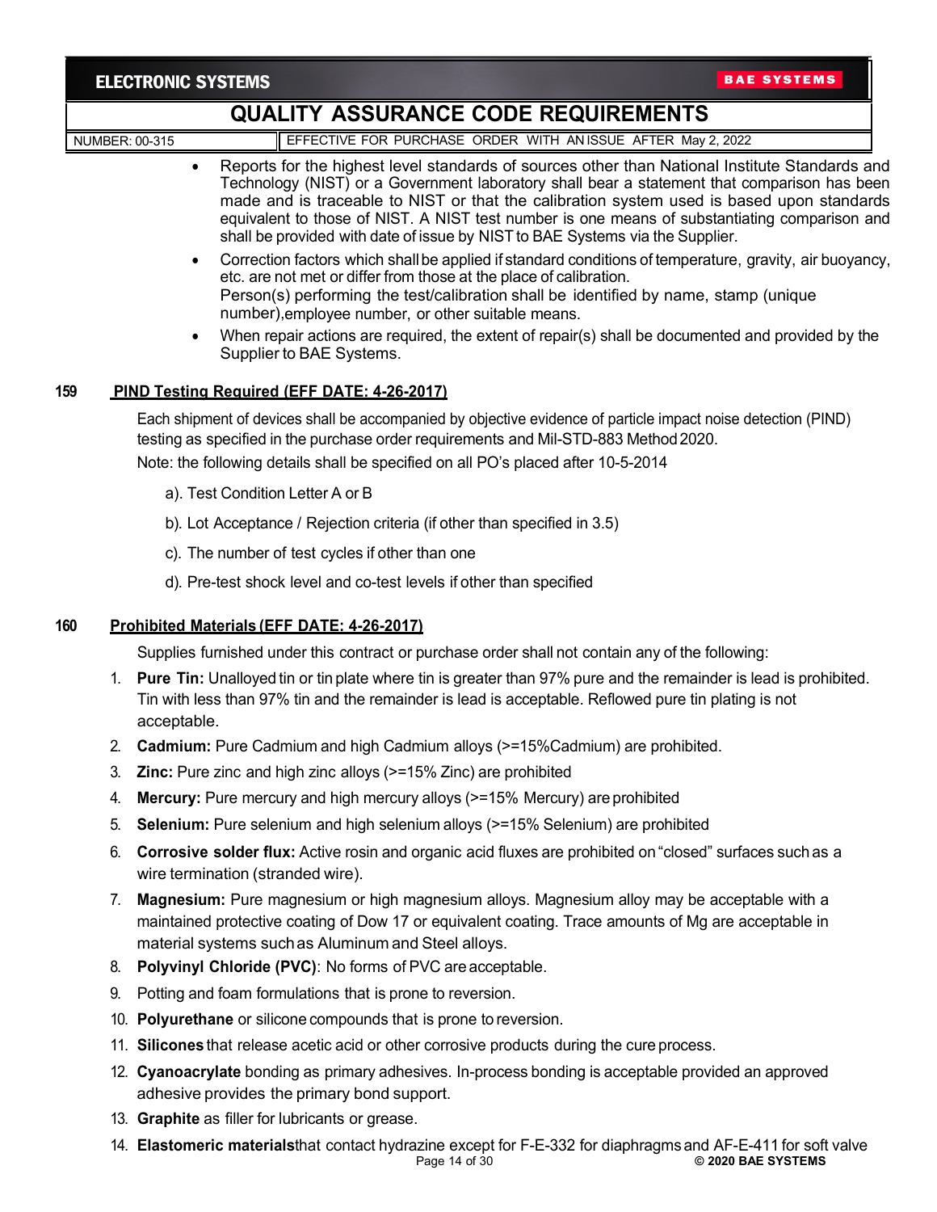- Reports for the highest level standards of sources other than National Institute Standards and Technology (NIST) or a Government laboratory shall bear a statement that comparison has been made and is traceable to NIST or that the calibration system used is based upon standards equivalent to those of NIST. A NIST test number is one means of substantiating comparison and shall be provided with date of issue by NIST to BAE Systems via the Supplier.
- Correction factors which shall be applied if standard conditions of temperature, gravity, air buoyancy, etc. are not met or differ from those at the place of calibration.
  Person(s) performing the test/calibration shall be identified by name, stamp (unique number),employee number, or other suitable means.
- When repair actions are required, the extent of repair(s) shall be documented and provided by the Supplier to BAE Systems.

## 159 PIND Testing Required (EFF DATE: 4-26-2017)

Each shipment of devices shall be accompanied by objective evidence of particle impact noise detection (PIND) testing as specified in the purchase order requirements and Mil-STD-883 Method 2020.

Note: the following details shall be specified on all PO's placed after 10-5-2014

a). Test Condition Letter A or B

b). Lot Acceptance / Rejection criteria (if other than specified in 3.5)

c). The number of test cycles if other than one

d). Pre-test shock level and co-test levels if other than specified

## 160 Prohibited Materials (EFF DATE: 4-26-2017)

Supplies furnished under this contract or purchase order shall not contain any of the following:

1. **Pure Tin:** Unalloyed tin or tin plate where tin is greater than 97% pure and the remainder is lead is prohibited. Tin with less than 97% tin and the remainder is lead is acceptable. Reflowed pure tin plating is not acceptable.
2. **Cadmium:** Pure Cadmium and high Cadmium alloys (>=15%Cadmium) are prohibited.
3. **Zinc:** Pure zinc and high zinc alloys (>=15% Zinc) are prohibited
4. **Mercury:** Pure mercury and high mercury alloys (>=15% Mercury) are prohibited
5. **Selenium:** Pure selenium and high selenium alloys (>=15% Selenium) are prohibited
6. **Corrosive solder flux:** Active rosin and organic acid fluxes are prohibited on "closed" surfaces such as a wire termination (stranded wire).
7. **Magnesium:** Pure magnesium or high magnesium alloys. Magnesium alloy may be acceptable with a maintained protective coating of Dow 17 or equivalent coating. Trace amounts of Mg are acceptable in material systems such as Aluminum and Steel alloys.
8. **Polyvinyl Chloride (PVC)**: No forms of PVC are acceptable.
9. Potting and foam formulations that is prone to reversion.
10. **Polyurethane** or silicone compounds that is prone to reversion.
11. **Silicones** that release acetic acid or other corrosive products during the cure process.
12. **Cyanoacrylate** bonding as primary adhesives. In-process bonding is acceptable provided an approved adhesive provides the primary bond support.
13. **Graphite** as filler for lubricants or grease.
14. **Elastomeric materials** that contact hydrazine except for F-E-332 for diaphragms and AF-E-411 for soft valve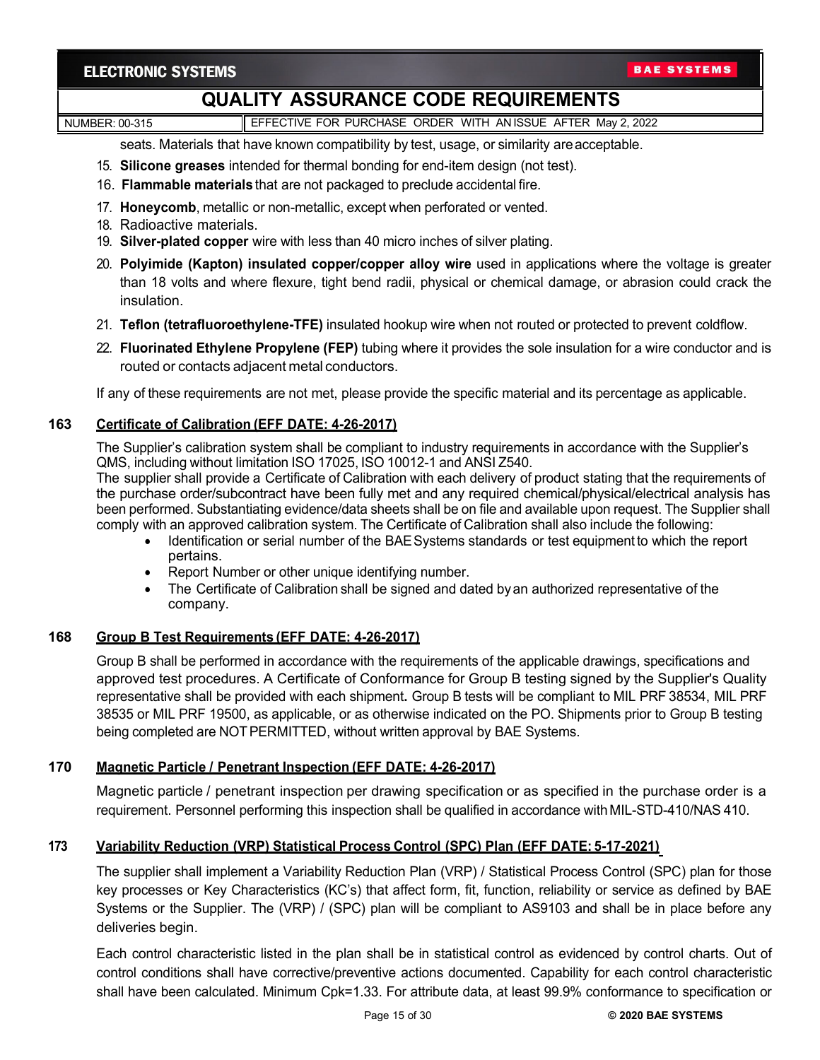seats. Materials that have known compatibility by test, usage, or similarity are acceptable.

15. **Silicone greases** intended for thermal bonding for end-item design (not test).
16. **Flammable materials** that are not packaged to preclude accidental fire.
17. **Honeycomb**, metallic or non-metallic, except when perforated or vented.
18. Radioactive materials.
19. **Silver-plated copper** wire with less than 40 micro inches of silver plating.
20. **Polyimide (Kapton) insulated copper/copper alloy wire** used in applications where the voltage is greater than 18 volts and where flexure, tight bend radii, physical or chemical damage, or abrasion could crack the insulation.
21. **Teflon (tetrafluoroethylene-TFE)** insulated hookup wire when not routed or protected to prevent coldflow.
22. **Fluorinated Ethylene Propylene (FEP)** tubing where it provides the sole insulation for a wire conductor and is routed or contacts adjacent metal conductors.

If any of these requirements are not met, please provide the specific material and its percentage as applicable.

### 163 Certificate of Calibration (EFF DATE: 4-26-2017)

The Supplier's calibration system shall be compliant to industry requirements in accordance with the Supplier's QMS, including without limitation ISO 17025, ISO 10012-1 and ANSI Z540.
The supplier shall provide a Certificate of Calibration with each delivery of product stating that the requirements of the purchase order/subcontract have been fully met and any required chemical/physical/electrical analysis has been performed. Substantiating evidence/data sheets shall be on file and available upon request. The Supplier shall comply with an approved calibration system. The Certificate of Calibration shall also include the following:

- Identification or serial number of the BAE Systems standards or test equipment to which the report pertains.
- Report Number or other unique identifying number.
- The Certificate of Calibration shall be signed and dated by an authorized representative of the company.

### 168 Group B Test Requirements (EFF DATE: 4-26-2017)

Group B shall be performed in accordance with the requirements of the applicable drawings, specifications and approved test procedures. A Certificate of Conformance for Group B testing signed by the Supplier's Quality representative shall be provided with each shipment**.** Group B tests will be compliant to MIL PRF 38534, MIL PRF 38535 or MIL PRF 19500, as applicable, or as otherwise indicated on the PO. Shipments prior to Group B testing being completed are NOT PERMITTED, without written approval by BAE Systems.

### 170 Magnetic Particle / Penetrant Inspection (EFF DATE: 4-26-2017)

Magnetic particle / penetrant inspection per drawing specification or as specified in the purchase order is a requirement. Personnel performing this inspection shall be qualified in accordance with MIL-STD-410/NAS 410.

### 173 Variability Reduction (VRP) Statistical Process Control (SPC) Plan (EFF DATE: 5-17-2021)

The supplier shall implement a Variability Reduction Plan (VRP) / Statistical Process Control (SPC) plan for those key processes or Key Characteristics (KC's) that affect form, fit, function, reliability or service as defined by BAE Systems or the Supplier. The (VRP) / (SPC) plan will be compliant to AS9103 and shall be in place before any deliveries begin.

Each control characteristic listed in the plan shall be in statistical control as evidenced by control charts. Out of control conditions shall have corrective/preventive actions documented. Capability for each control characteristic shall have been calculated. Minimum Cpk=1.33. For attribute data, at least 99.9% conformance to specification or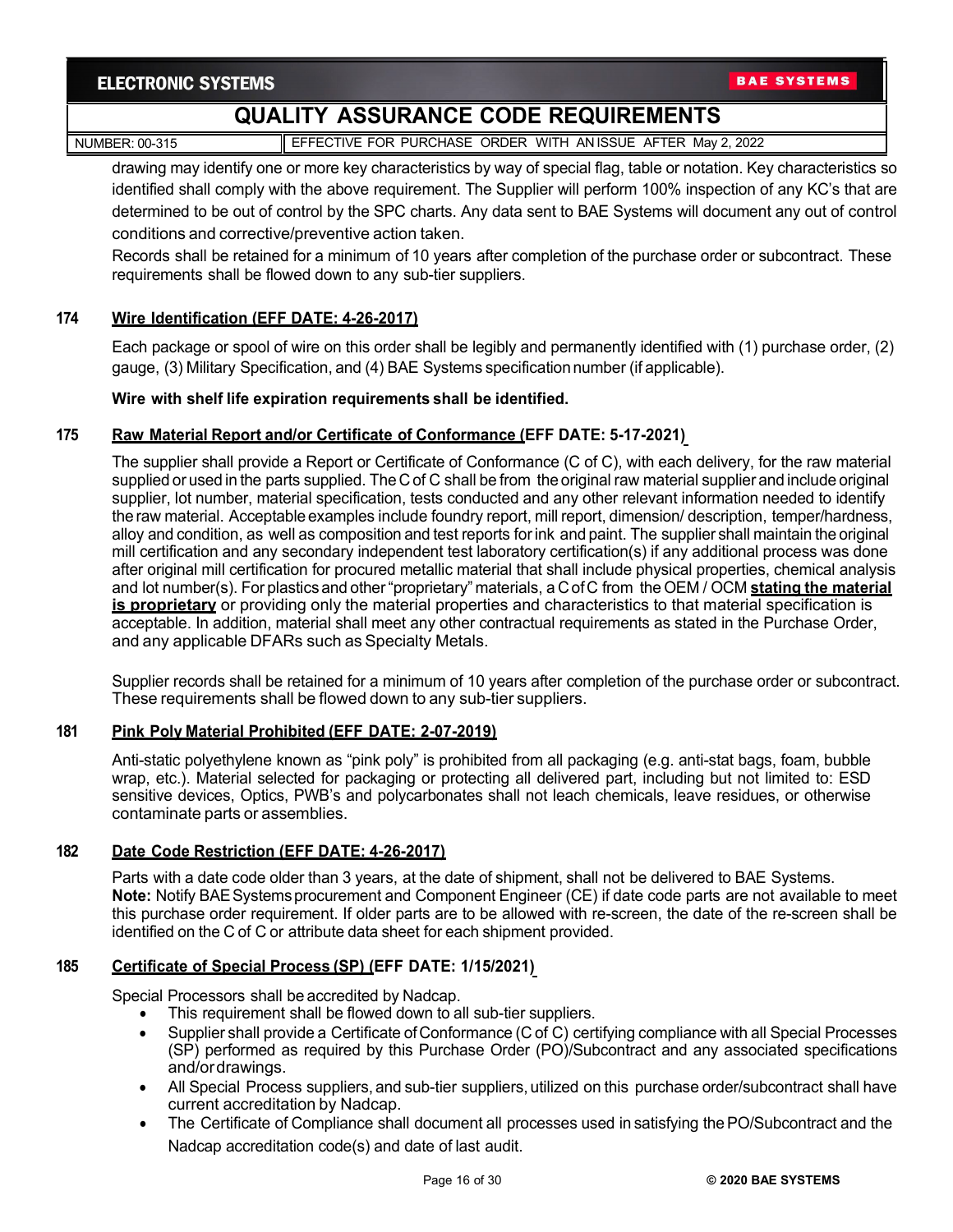drawing may identify one or more key characteristics by way of special flag, table or notation. Key characteristics so identified shall comply with the above requirement. The Supplier will perform 100% inspection of any KC's that are determined to be out of control by the SPC charts. Any data sent to BAE Systems will document any out of control conditions and corrective/preventive action taken.

Records shall be retained for a minimum of 10 years after completion of the purchase order or subcontract. These requirements shall be flowed down to any sub-tier suppliers.

### 174 Wire Identification (EFF DATE: 4-26-2017)

Each package or spool of wire on this order shall be legibly and permanently identified with (1) purchase order, (2) gauge, (3) Military Specification, and (4) BAE Systems specification number (if applicable).

**Wire with shelf life expiration requirements shall be identified.**

### 175 Raw Material Report and/or Certificate of Conformance (EFF DATE: 5-17-2021)

The supplier shall provide a Report or Certificate of Conformance (C of C), with each delivery, for the raw material supplied or used in the parts supplied. The C of C shall be from the original raw material supplier and include original supplier, lot number, material specification, tests conducted and any other relevant information needed to identify the raw material. Acceptable examples include foundry report, mill report, dimension/ description, temper/hardness, alloy and condition, as well as composition and test reports for ink and paint. The supplier shall maintain the original mill certification and any secondary independent test laboratory certification(s) if any additional process was done after original mill certification for procured metallic material that shall include physical properties, chemical analysis and lot number(s). For plastics and other "proprietary" materials, a C of C from the OEM / OCM **stating the material is proprietary** or providing only the material properties and characteristics to that material specification is acceptable. In addition, material shall meet any other contractual requirements as stated in the Purchase Order, and any applicable DFARs such as Specialty Metals.

Supplier records shall be retained for a minimum of 10 years after completion of the purchase order or subcontract. These requirements shall be flowed down to any sub-tier suppliers.

### 181 Pink Poly Material Prohibited (EFF DATE: 2-07-2019)

Anti-static polyethylene known as "pink poly" is prohibited from all packaging (e.g. anti-stat bags, foam, bubble wrap, etc.). Material selected for packaging or protecting all delivered part, including but not limited to: ESD sensitive devices, Optics, PWB's and polycarbonates shall not leach chemicals, leave residues, or otherwise contaminate parts or assemblies.

### 182 Date Code Restriction (EFF DATE: 4-26-2017)

Parts with a date code older than 3 years, at the date of shipment, shall not be delivered to BAE Systems.
**Note:** Notify BAE Systems procurement and Component Engineer (CE) if date code parts are not available to meet this purchase order requirement. If older parts are to be allowed with re-screen, the date of the re-screen shall be identified on the C of C or attribute data sheet for each shipment provided.

### 185 Certificate of Special Process (SP) (EFF DATE: 1/15/2021)

Special Processors shall be accredited by Nadcap.

- This requirement shall be flowed down to all sub-tier suppliers.
- Supplier shall provide a Certificate of Conformance (C of C) certifying compliance with all Special Processes (SP) performed as required by this Purchase Order (PO)/Subcontract and any associated specifications and/or drawings.
- All Special Process suppliers, and sub-tier suppliers, utilized on this purchase order/subcontract shall have current accreditation by Nadcap.
- The Certificate of Compliance shall document all processes used in satisfying the PO/Subcontract and the Nadcap accreditation code(s) and date of last audit.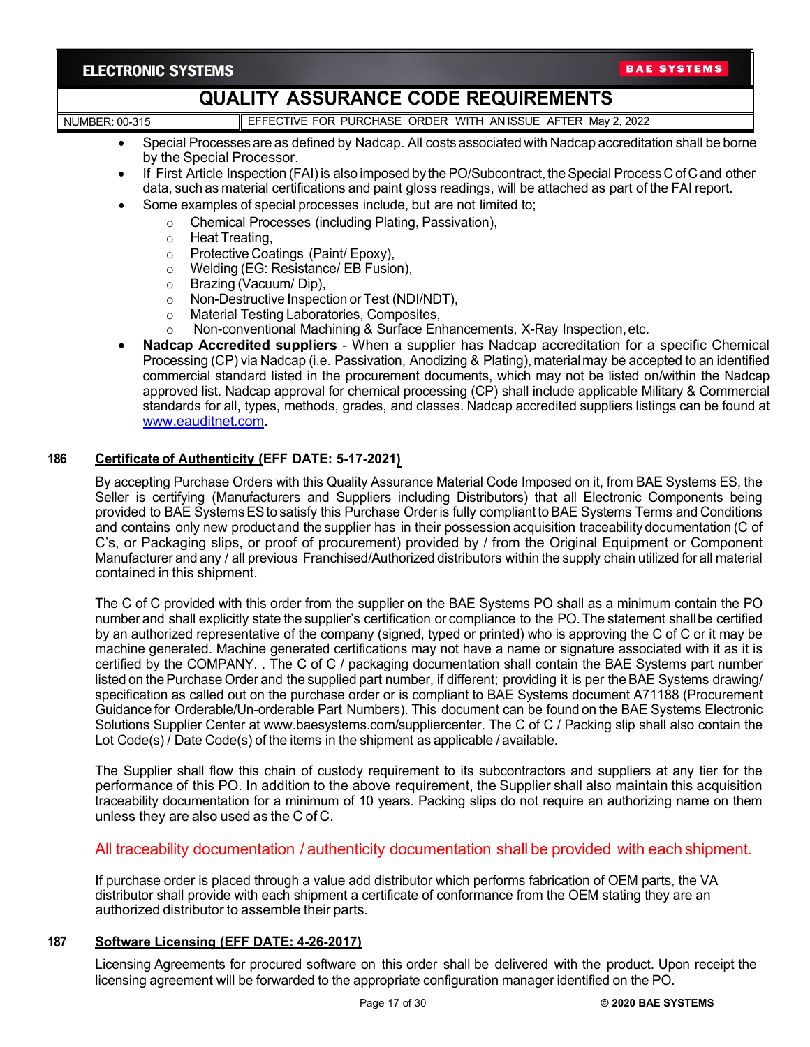- Special Processes are as defined by Nadcap. All costs associated with Nadcap accreditation shall be borne by the Special Processor.
- If First Article Inspection (FAI) is also imposed by the PO/Subcontract, the Special Process C of C and other data, such as material certifications and paint gloss readings, will be attached as part of the FAI report.
- Some examples of special processes include, but are not limited to;
  - Chemical Processes (including Plating, Passivation),
  - Heat Treating,
  - Protective Coatings (Paint/ Epoxy),
  - Welding (EG: Resistance/ EB Fusion),
  - Brazing (Vacuum/ Dip),
  - Non-Destructive Inspection or Test (NDI/NDT),
  - Material Testing Laboratories, Composites,
  - Non-conventional Machining & Surface Enhancements, X-Ray Inspection, etc.
- **Nadcap Accredited suppliers** - When a supplier has Nadcap accreditation for a specific Chemical Processing (CP) via Nadcap (i.e. Passivation, Anodizing & Plating), material may be accepted to an identified commercial standard listed in the procurement documents, which may not be listed on/within the Nadcap approved list. Nadcap approval for chemical processing (CP) shall include applicable Military & Commercial standards for all, types, methods, grades, and classes. Nadcap accredited suppliers listings can be found at www.eauditnet.com.

## 186 Certificate of Authenticity (EFF DATE: 5-17-2021)

By accepting Purchase Orders with this Quality Assurance Material Code Imposed on it, from BAE Systems ES, the Seller is certifying (Manufacturers and Suppliers including Distributors) that all Electronic Components being provided to BAE Systems ES to satisfy this Purchase Order is fully compliant to BAE Systems Terms and Conditions and contains only new product and the supplier has in their possession acquisition traceability documentation (C of C's, or Packaging slips, or proof of procurement) provided by / from the Original Equipment or Component Manufacturer and any / all previous Franchised/Authorized distributors within the supply chain utilized for all material contained in this shipment.

The C of C provided with this order from the supplier on the BAE Systems PO shall as a minimum contain the PO number and shall explicitly state the supplier's certification or compliance to the PO. The statement shall be certified by an authorized representative of the company (signed, typed or printed) who is approving the C of C or it may be machine generated. Machine generated certifications may not have a name or signature associated with it as it is certified by the COMPANY. . The C of C / packaging documentation shall contain the BAE Systems part number listed on the Purchase Order and the supplied part number, if different; providing it is per the BAE Systems drawing/ specification as called out on the purchase order or is compliant to BAE Systems document A71188 (Procurement Guidance for Orderable/Un-orderable Part Numbers). This document can be found on the BAE Systems Electronic Solutions Supplier Center at www.baesystems.com/suppliercenter. The C of C / Packing slip shall also contain the Lot Code(s) / Date Code(s) of the items in the shipment as applicable / available.

The Supplier shall flow this chain of custody requirement to its subcontractors and suppliers at any tier for the performance of this PO. In addition to the above requirement, the Supplier shall also maintain this acquisition traceability documentation for a minimum of 10 years. Packing slips do not require an authorizing name on them unless they are also used as the C of C.

All traceability documentation / authenticity documentation shall be provided with each shipment.

If purchase order is placed through a value add distributor which performs fabrication of OEM parts, the VA distributor shall provide with each shipment a certificate of conformance from the OEM stating they are an authorized distributor to assemble their parts.

## 187 Software Licensing (EFF DATE: 4-26-2017)

Licensing Agreements for procured software on this order shall be delivered with the product. Upon receipt the licensing agreement will be forwarded to the appropriate configuration manager identified on the PO.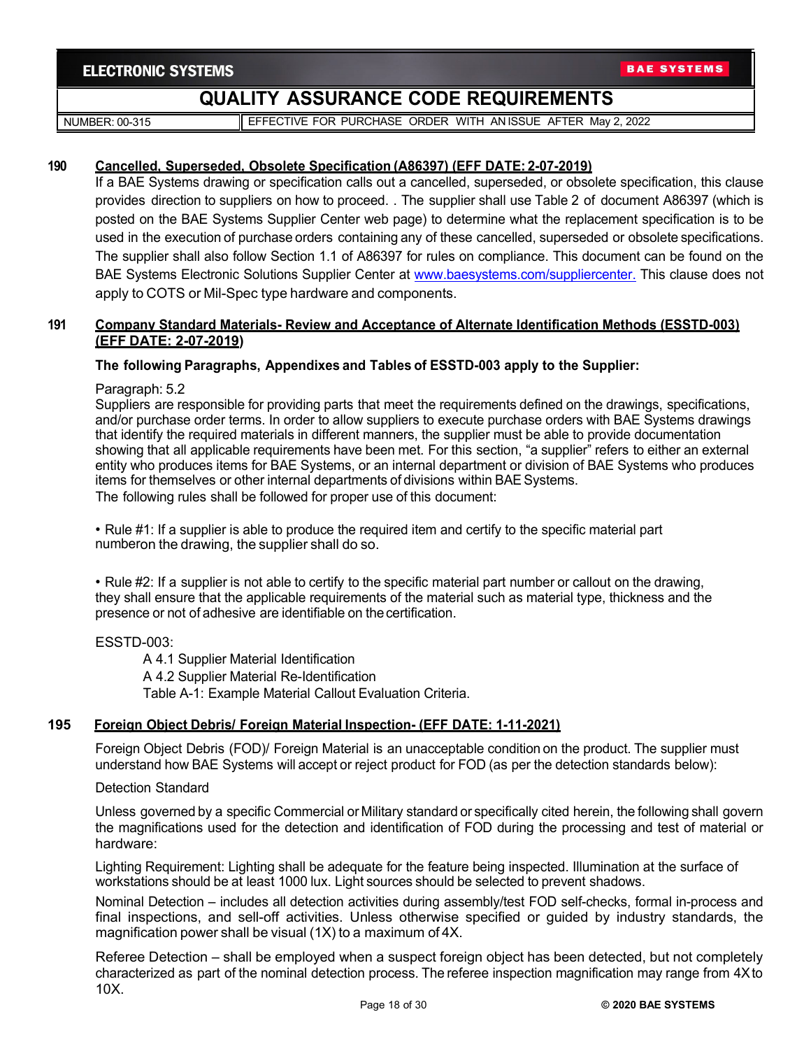**190 Cancelled, Superseded, Obsolete Specification (A86397) (EFF DATE: 2-07-2019)**

If a BAE Systems drawing or specification calls out a cancelled, superseded, or obsolete specification, this clause provides direction to suppliers on how to proceed. . The supplier shall use Table 2 of document A86397 (which is posted on the BAE Systems Supplier Center web page) to determine what the replacement specification is to be used in the execution of purchase orders containing any of these cancelled, superseded or obsolete specifications. The supplier shall also follow Section 1.1 of A86397 for rules on compliance. This document can be found on the BAE Systems Electronic Solutions Supplier Center at www.baesystems.com/suppliercenter. This clause does not apply to COTS or Mil-Spec type hardware and components.

**191 Company Standard Materials- Review and Acceptance of Alternate Identification Methods (ESSTD-003) (EFF DATE: 2-07-2019)**

**The following Paragraphs, Appendixes and Tables of ESSTD-003 apply to the Supplier:**

Paragraph: 5.2
Suppliers are responsible for providing parts that meet the requirements defined on the drawings, specifications, and/or purchase order terms. In order to allow suppliers to execute purchase orders with BAE Systems drawings that identify the required materials in different manners, the supplier must be able to provide documentation showing that all applicable requirements have been met. For this section, "a supplier" refers to either an external entity who produces items for BAE Systems, or an internal department or division of BAE Systems who produces items for themselves or other internal departments of divisions within BAE Systems.
The following rules shall be followed for proper use of this document:

• Rule #1: If a supplier is able to produce the required item and certify to the specific material part numberon the drawing, the supplier shall do so.

• Rule #2: If a supplier is not able to certify to the specific material part number or callout on the drawing, they shall ensure that the applicable requirements of the material such as material type, thickness and the presence or not of adhesive are identifiable on the certification.

ESSTD-003:

- A 4.1 Supplier Material Identification
- A 4.2 Supplier Material Re-Identification
- Table A-1: Example Material Callout Evaluation Criteria.

**195 Foreign Object Debris/ Foreign Material Inspection- (EFF DATE: 1-11-2021)**

Foreign Object Debris (FOD)/ Foreign Material is an unacceptable condition on the product. The supplier must understand how BAE Systems will accept or reject product for FOD (as per the detection standards below):

Detection Standard

Unless governed by a specific Commercial or Military standard or specifically cited herein, the following shall govern the magnifications used for the detection and identification of FOD during the processing and test of material or hardware:

Lighting Requirement: Lighting shall be adequate for the feature being inspected. Illumination at the surface of workstations should be at least 1000 lux. Light sources should be selected to prevent shadows.

Nominal Detection – includes all detection activities during assembly/test FOD self-checks, formal in-process and final inspections, and sell-off activities. Unless otherwise specified or guided by industry standards, the magnification power shall be visual (1X) to a maximum of 4X.

Referee Detection – shall be employed when a suspect foreign object has been detected, but not completely characterized as part of the nominal detection process. The referee inspection magnification may range from 4X to 10X.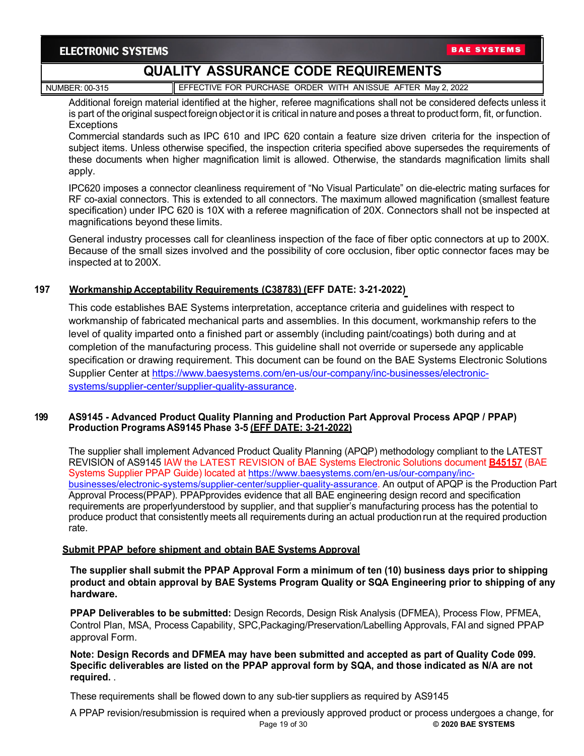Additional foreign material identified at the higher, referee magnifications shall not be considered defects unless it is part of the original suspect foreign object or it is critical in nature and poses a threat to product form, fit, or function.

Exceptions

Commercial standards such as IPC 610 and IPC 620 contain a feature size driven criteria for the inspection of subject items. Unless otherwise specified, the inspection criteria specified above supersedes the requirements of these documents when higher magnification limit is allowed. Otherwise, the standards magnification limits shall apply.

IPC620 imposes a connector cleanliness requirement of "No Visual Particulate" on die-electric mating surfaces for RF co-axial connectors. This is extended to all connectors. The maximum allowed magnification (smallest feature specification) under IPC 620 is 10X with a referee magnification of 20X. Connectors shall not be inspected at magnifications beyond these limits.

General industry processes call for cleanliness inspection of the face of fiber optic connectors at up to 200X. Because of the small sizes involved and the possibility of core occlusion, fiber optic connector faces may be inspected at to 200X.

## 197 Workmanship Acceptability Requirements (C38783) (EFF DATE: 3-21-2022)

This code establishes BAE Systems interpretation, acceptance criteria and guidelines with respect to workmanship of fabricated mechanical parts and assemblies. In this document, workmanship refers to the level of quality imparted onto a finished part or assembly (including paint/coatings) both during and at completion of the manufacturing process. This guideline shall not override or supersede any applicable specification or drawing requirement. This document can be found on the BAE Systems Electronic Solutions Supplier Center at https://www.baesystems.com/en-us/our-company/inc-businesses/electronic-systems/supplier-center/supplier-quality-assurance.

## 199 AS9145 - Advanced Product Quality Planning and Production Part Approval Process APQP / PPAP) Production Programs AS9145 Phase 3-5 (EFF DATE: 3-21-2022)

The supplier shall implement Advanced Product Quality Planning (APQP) methodology compliant to the LATEST REVISION of AS9145 IAW the LATEST REVISION of BAE Systems Electronic Solutions document **B45157** (BAE Systems Supplier PPAP Guide) located at https://www.baesystems.com/en-us/our-company/inc-businesses/electronic-systems/supplier-center/supplier-quality-assurance. An output of APQP is the Production Part Approval Process(PPAP). PPAPprovides evidence that all BAE engineering design record and specification requirements are properlyunderstood by supplier, and that supplier's manufacturing process has the potential to produce product that consistently meets all requirements during an actual production run at the required production rate.

### Submit PPAP before shipment and obtain BAE Systems Approval

**The supplier shall submit the PPAP Approval Form a minimum of ten (10) business days prior to shipping product and obtain approval by BAE Systems Program Quality or SQA Engineering prior to shipping of any hardware.**

**PPAP Deliverables to be submitted:** Design Records, Design Risk Analysis (DFMEA), Process Flow, PFMEA, Control Plan, MSA, Process Capability, SPC,Packaging/Preservation/Labelling Approvals, FAI and signed PPAP approval Form.

**Note: Design Records and DFMEA may have been submitted and accepted as part of Quality Code 099. Specific deliverables are listed on the PPAP approval form by SQA, and those indicated as N/A are not required.** .

These requirements shall be flowed down to any sub-tier suppliers as required by AS9145

A PPAP revision/resubmission is required when a previously approved product or process undergoes a change, for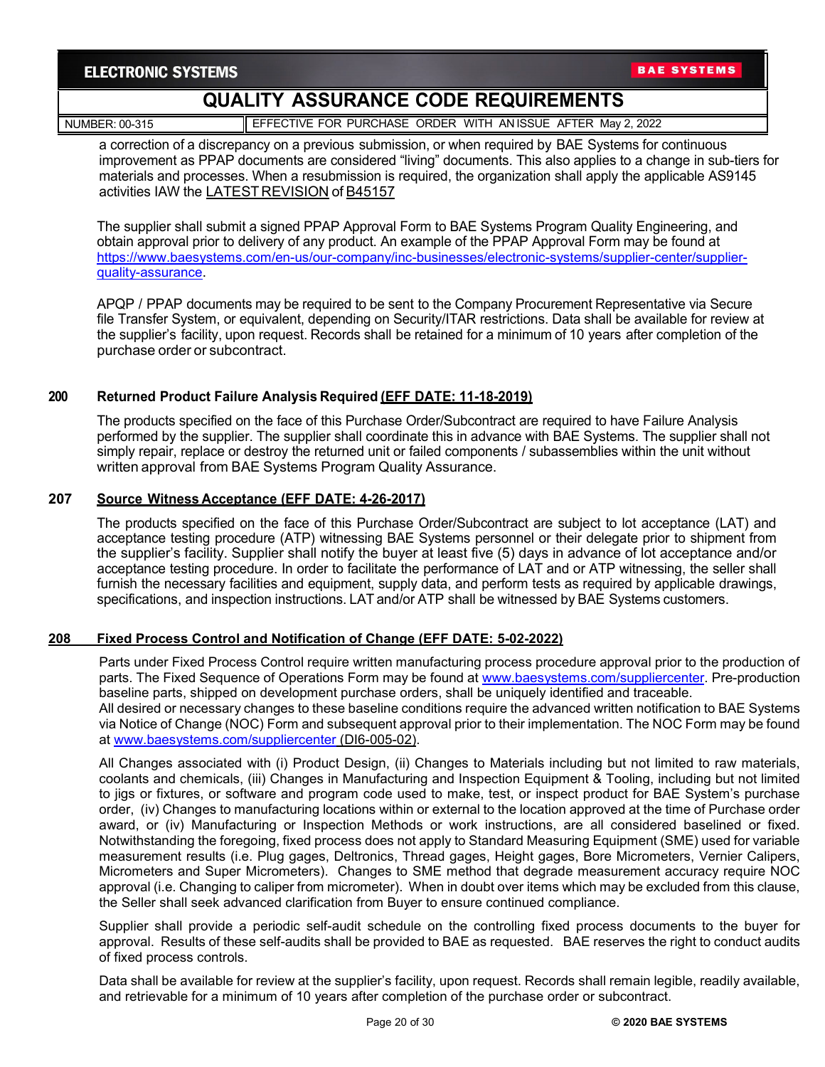a correction of a discrepancy on a previous submission, or when required by BAE Systems for continuous improvement as PPAP documents are considered "living" documents. This also applies to a change in sub-tiers for materials and processes. When a resubmission is required, the organization shall apply the applicable AS9145 activities IAW the LATEST REVISION of B45157

The supplier shall submit a signed PPAP Approval Form to BAE Systems Program Quality Engineering, and obtain approval prior to delivery of any product. An example of the PPAP Approval Form may be found at https://www.baesystems.com/en-us/our-company/inc-businesses/electronic-systems/supplier-center/supplier-quality-assurance.

APQP / PPAP documents may be required to be sent to the Company Procurement Representative via Secure file Transfer System, or equivalent, depending on Security/ITAR restrictions. Data shall be available for review at the supplier's facility, upon request. Records shall be retained for a minimum of 10 years after completion of the purchase order or subcontract.

### 200 Returned Product Failure Analysis Required (EFF DATE: 11-18-2019)

The products specified on the face of this Purchase Order/Subcontract are required to have Failure Analysis performed by the supplier. The supplier shall coordinate this in advance with BAE Systems. The supplier shall not simply repair, replace or destroy the returned unit or failed components / subassemblies within the unit without written approval from BAE Systems Program Quality Assurance.

### 207 Source Witness Acceptance (EFF DATE: 4-26-2017)

The products specified on the face of this Purchase Order/Subcontract are subject to lot acceptance (LAT) and acceptance testing procedure (ATP) witnessing BAE Systems personnel or their delegate prior to shipment from the supplier's facility. Supplier shall notify the buyer at least five (5) days in advance of lot acceptance and/or acceptance testing procedure. In order to facilitate the performance of LAT and or ATP witnessing, the seller shall furnish the necessary facilities and equipment, supply data, and perform tests as required by applicable drawings, specifications, and inspection instructions. LAT and/or ATP shall be witnessed by BAE Systems customers.

### 208 Fixed Process Control and Notification of Change (EFF DATE: 5-02-2022)

Parts under Fixed Process Control require written manufacturing process procedure approval prior to the production of parts. The Fixed Sequence of Operations Form may be found at www.baesystems.com/suppliercenter. Pre-production baseline parts, shipped on development purchase orders, shall be uniquely identified and traceable.
All desired or necessary changes to these baseline conditions require the advanced written notification to BAE Systems via Notice of Change (NOC) Form and subsequent approval prior to their implementation. The NOC Form may be found at www.baesystems.com/suppliercenter (DI6-005-02).

All Changes associated with (i) Product Design, (ii) Changes to Materials including but not limited to raw materials, coolants and chemicals, (iii) Changes in Manufacturing and Inspection Equipment & Tooling, including but not limited to jigs or fixtures, or software and program code used to make, test, or inspect product for BAE System's purchase order, (iv) Changes to manufacturing locations within or external to the location approved at the time of Purchase order award, or (iv) Manufacturing or Inspection Methods or work instructions, are all considered baselined or fixed. Notwithstanding the foregoing, fixed process does not apply to Standard Measuring Equipment (SME) used for variable measurement results (i.e. Plug gages, Deltronics, Thread gages, Height gages, Bore Micrometers, Vernier Calipers, Micrometers and Super Micrometers). Changes to SME method that degrade measurement accuracy require NOC approval (i.e. Changing to caliper from micrometer). When in doubt over items which may be excluded from this clause, the Seller shall seek advanced clarification from Buyer to ensure continued compliance.

Supplier shall provide a periodic self-audit schedule on the controlling fixed process documents to the buyer for approval. Results of these self-audits shall be provided to BAE as requested. BAE reserves the right to conduct audits of fixed process controls.

Data shall be available for review at the supplier's facility, upon request. Records shall remain legible, readily available, and retrievable for a minimum of 10 years after completion of the purchase order or subcontract.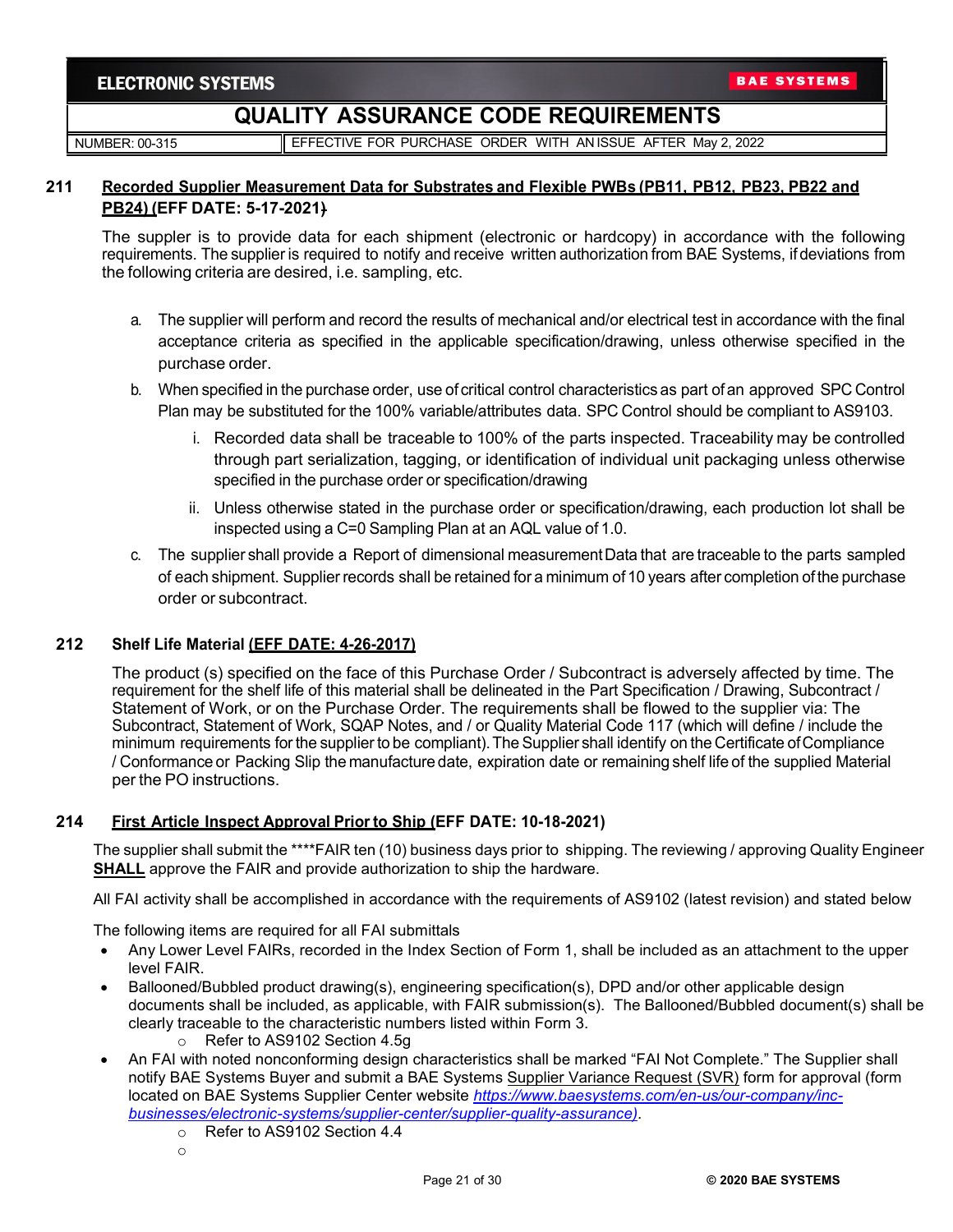## 211 Recorded Supplier Measurement Data for Substrates and Flexible PWBs (PB11, PB12, PB23, PB22 and PB24) (EFF DATE: 5-17-2021)

The suppler is to provide data for each shipment (electronic or hardcopy) in accordance with the following requirements. The supplier is required to notify and receive written authorization from BAE Systems, if deviations from the following criteria are desired, i.e. sampling, etc.

a. The supplier will perform and record the results of mechanical and/or electrical test in accordance with the final acceptance criteria as specified in the applicable specification/drawing, unless otherwise specified in the purchase order.

b. When specified in the purchase order, use of critical control characteristics as part of an approved SPC Control Plan may be substituted for the 100% variable/attributes data. SPC Control should be compliant to AS9103.

   i. Recorded data shall be traceable to 100% of the parts inspected. Traceability may be controlled through part serialization, tagging, or identification of individual unit packaging unless otherwise specified in the purchase order or specification/drawing

   ii. Unless otherwise stated in the purchase order or specification/drawing, each production lot shall be inspected using a C=0 Sampling Plan at an AQL value of 1.0.

c. The supplier shall provide a Report of dimensional measurement Data that are traceable to the parts sampled of each shipment. Supplier records shall be retained for a minimum of 10 years after completion of the purchase order or subcontract.

## 212 Shelf Life Material (EFF DATE: 4-26-2017)

The product (s) specified on the face of this Purchase Order / Subcontract is adversely affected by time. The requirement for the shelf life of this material shall be delineated in the Part Specification / Drawing, Subcontract / Statement of Work, or on the Purchase Order. The requirements shall be flowed to the supplier via: The Subcontract, Statement of Work, SQAP Notes, and / or Quality Material Code 117 (which will define / include the minimum requirements for the supplier to be compliant). The Supplier shall identify on the Certificate of Compliance / Conformance or Packing Slip the manufacture date, expiration date or remaining shelf life of the supplied Material per the PO instructions.

## 214 First Article Inspect Approval Prior to Ship (EFF DATE: 10-18-2021)

The supplier shall submit the ****FAIR ten (10) business days prior to shipping. The reviewing / approving Quality Engineer **SHALL** approve the FAIR and provide authorization to ship the hardware.

All FAI activity shall be accomplished in accordance with the requirements of AS9102 (latest revision) and stated below

The following items are required for all FAI submittals

- Any Lower Level FAIRs, recorded in the Index Section of Form 1, shall be included as an attachment to the upper level FAIR.
- Ballooned/Bubbled product drawing(s), engineering specification(s), DPD and/or other applicable design documents shall be included, as applicable, with FAIR submission(s). The Ballooned/Bubbled document(s) shall be clearly traceable to the characteristic numbers listed within Form 3.
  - Refer to AS9102 Section 4.5g
- An FAI with noted nonconforming design characteristics shall be marked "FAI Not Complete." The Supplier shall notify BAE Systems Buyer and submit a BAE Systems Supplier Variance Request (SVR) form for approval (form located on BAE Systems Supplier Center website *https://www.baesystems.com/en-us/our-company/inc-businesses/electronic-systems/supplier-center/supplier-quality-assurance)*.
  - Refer to AS9102 Section 4.4
  -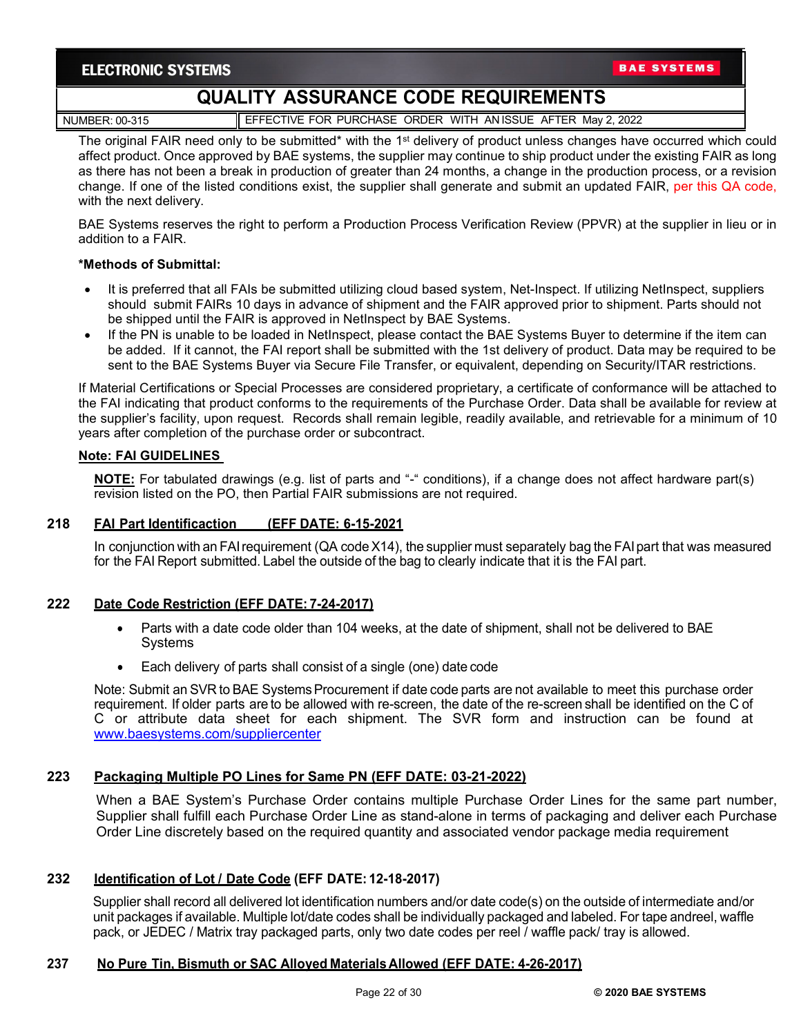The original FAIR need only to be submitted* with the 1st delivery of product unless changes have occurred which could affect product. Once approved by BAE systems, the supplier may continue to ship product under the existing FAIR as long as there has not been a break in production of greater than 24 months, a change in the production process, or a revision change. If one of the listed conditions exist, the supplier shall generate and submit an updated FAIR, per this QA code, with the next delivery.

BAE Systems reserves the right to perform a Production Process Verification Review (PPVR) at the supplier in lieu or in addition to a FAIR.

**\*Methods of Submittal:**

- It is preferred that all FAIs be submitted utilizing cloud based system, Net-Inspect. If utilizing NetInspect, suppliers should submit FAIRs 10 days in advance of shipment and the FAIR approved prior to shipment. Parts should not be shipped until the FAIR is approved in NetInspect by BAE Systems.
- If the PN is unable to be loaded in NetInspect, please contact the BAE Systems Buyer to determine if the item can be added. If it cannot, the FAI report shall be submitted with the 1st delivery of product. Data may be required to be sent to the BAE Systems Buyer via Secure File Transfer, or equivalent, depending on Security/ITAR restrictions.

If Material Certifications or Special Processes are considered proprietary, a certificate of conformance will be attached to the FAI indicating that product conforms to the requirements of the Purchase Order. Data shall be available for review at the supplier's facility, upon request. Records shall remain legible, readily available, and retrievable for a minimum of 10 years after completion of the purchase order or subcontract.

**Note: FAI GUIDELINES**

**NOTE:** For tabulated drawings (e.g. list of parts and "-" conditions), if a change does not affect hardware part(s) revision listed on the PO, then Partial FAIR submissions are not required.

### 218 FAI Part Identificaction (EFF DATE: 6-15-2021)

In conjunction with an FAI requirement (QA code X14), the supplier must separately bag the FAI part that was measured for the FAI Report submitted. Label the outside of the bag to clearly indicate that it is the FAI part.

### 222 Date Code Restriction (EFF DATE: 7-24-2017)

- Parts with a date code older than 104 weeks, at the date of shipment, shall not be delivered to BAE Systems
- Each delivery of parts shall consist of a single (one) date code

Note: Submit an SVR to BAE Systems Procurement if date code parts are not available to meet this purchase order requirement. If older parts are to be allowed with re-screen, the date of the re-screen shall be identified on the C of C or attribute data sheet for each shipment. The SVR form and instruction can be found at www.baesystems.com/suppliercenter

### 223 Packaging Multiple PO Lines for Same PN (EFF DATE: 03-21-2022)

When a BAE System's Purchase Order contains multiple Purchase Order Lines for the same part number, Supplier shall fulfill each Purchase Order Line as stand-alone in terms of packaging and deliver each Purchase Order Line discretely based on the required quantity and associated vendor package media requirement

### 232 Identification of Lot / Date Code (EFF DATE: 12-18-2017)

Supplier shall record all delivered lot identification numbers and/or date code(s) on the outside of intermediate and/or unit packages if available. Multiple lot/date codes shall be individually packaged and labeled. For tape andreel, waffle pack, or JEDEC / Matrix tray packaged parts, only two date codes per reel / waffle pack/ tray is allowed.

### 237 No Pure Tin, Bismuth or SAC Alloyed Materials Allowed (EFF DATE: 4-26-2017)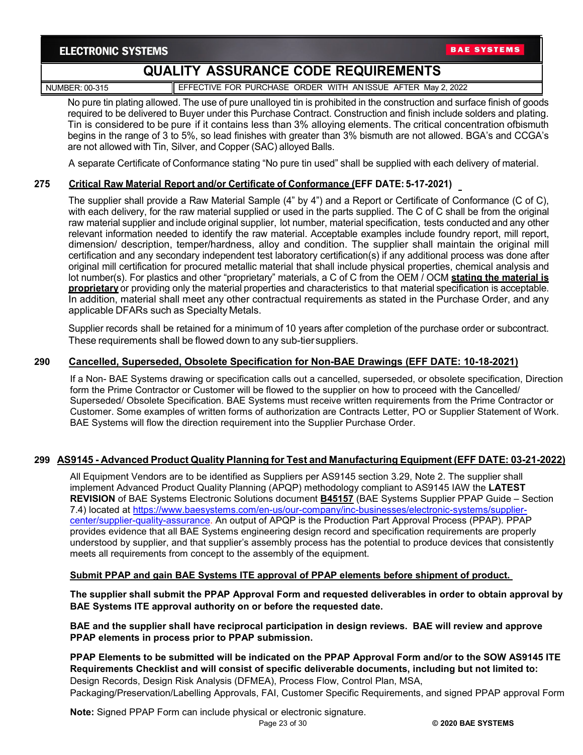No pure tin plating allowed. The use of pure unalloyed tin is prohibited in the construction and surface finish of goods required to be delivered to Buyer under this Purchase Contract. Construction and finish include solders and plating. Tin is considered to be pure if it contains less than 3% alloying elements. The critical concentration ofbismuth begins in the range of 3 to 5%, so lead finishes with greater than 3% bismuth are not allowed. BGA's and CCGA's are not allowed with Tin, Silver, and Copper (SAC) alloyed Balls.

A separate Certificate of Conformance stating "No pure tin used" shall be supplied with each delivery of material.

**275 Critical Raw Material Report and/or Certificate of Conformance (EFF DATE: 5-17-2021)**

The supplier shall provide a Raw Material Sample (4" by 4") and a Report or Certificate of Conformance (C of C), with each delivery, for the raw material supplied or used in the parts supplied. The C of C shall be from the original raw material supplier and include original supplier, lot number, material specification, tests conducted and any other relevant information needed to identify the raw material. Acceptable examples include foundry report, mill report, dimension/ description, temper/hardness, alloy and condition. The supplier shall maintain the original mill certification and any secondary independent test laboratory certification(s) if any additional process was done after original mill certification for procured metallic material that shall include physical properties, chemical analysis and lot number(s). For plastics and other "proprietary" materials, a C of C from the OEM / OCM **stating the material is proprietary** or providing only the material properties and characteristics to that material specification is acceptable. In addition, material shall meet any other contractual requirements as stated in the Purchase Order, and any applicable DFARs such as Specialty Metals.

Supplier records shall be retained for a minimum of 10 years after completion of the purchase order or subcontract. These requirements shall be flowed down to any sub-tier suppliers.

**290 Cancelled, Superseded, Obsolete Specification for Non-BAE Drawings (EFF DATE: 10-18-2021)**

If a Non- BAE Systems drawing or specification calls out a cancelled, superseded, or obsolete specification, Direction form the Prime Contractor or Customer will be flowed to the supplier on how to proceed with the Cancelled/ Superseded/ Obsolete Specification. BAE Systems must receive written requirements from the Prime Contractor or Customer. Some examples of written forms of authorization are Contracts Letter, PO or Supplier Statement of Work. BAE Systems will flow the direction requirement into the Supplier Purchase Order.

**299 AS9145 - Advanced Product Quality Planning for Test and Manufacturing Equipment (EFF DATE: 03-21-2022)**

All Equipment Vendors are to be identified as Suppliers per AS9145 section 3.29, Note 2. The supplier shall implement Advanced Product Quality Planning (APQP) methodology compliant to AS9145 IAW the **LATEST REVISION** of BAE Systems Electronic Solutions document **B45157** (BAE Systems Supplier PPAP Guide – Section 7.4) located at https://www.baesystems.com/en-us/our-company/inc-businesses/electronic-systems/supplier-center/supplier-quality-assurance. An output of APQP is the Production Part Approval Process (PPAP). PPAP provides evidence that all BAE Systems engineering design record and specification requirements are properly understood by supplier, and that supplier's assembly process has the potential to produce devices that consistently meets all requirements from concept to the assembly of the equipment.

**Submit PPAP and gain BAE Systems ITE approval of PPAP elements before shipment of product.**

**The supplier shall submit the PPAP Approval Form and requested deliverables in order to obtain approval by BAE Systems ITE approval authority on or before the requested date.**

**BAE and the supplier shall have reciprocal participation in design reviews. BAE will review and approve PPAP elements in process prior to PPAP submission.**

**PPAP Elements to be submitted will be indicated on the PPAP Approval Form and/or to the SOW AS9145 ITE Requirements Checklist and will consist of specific deliverable documents, including but not limited to:** Design Records, Design Risk Analysis (DFMEA), Process Flow, Control Plan, MSA, Packaging/Preservation/Labelling Approvals, FAI, Customer Specific Requirements, and signed PPAP approval Form

**Note:** Signed PPAP Form can include physical or electronic signature.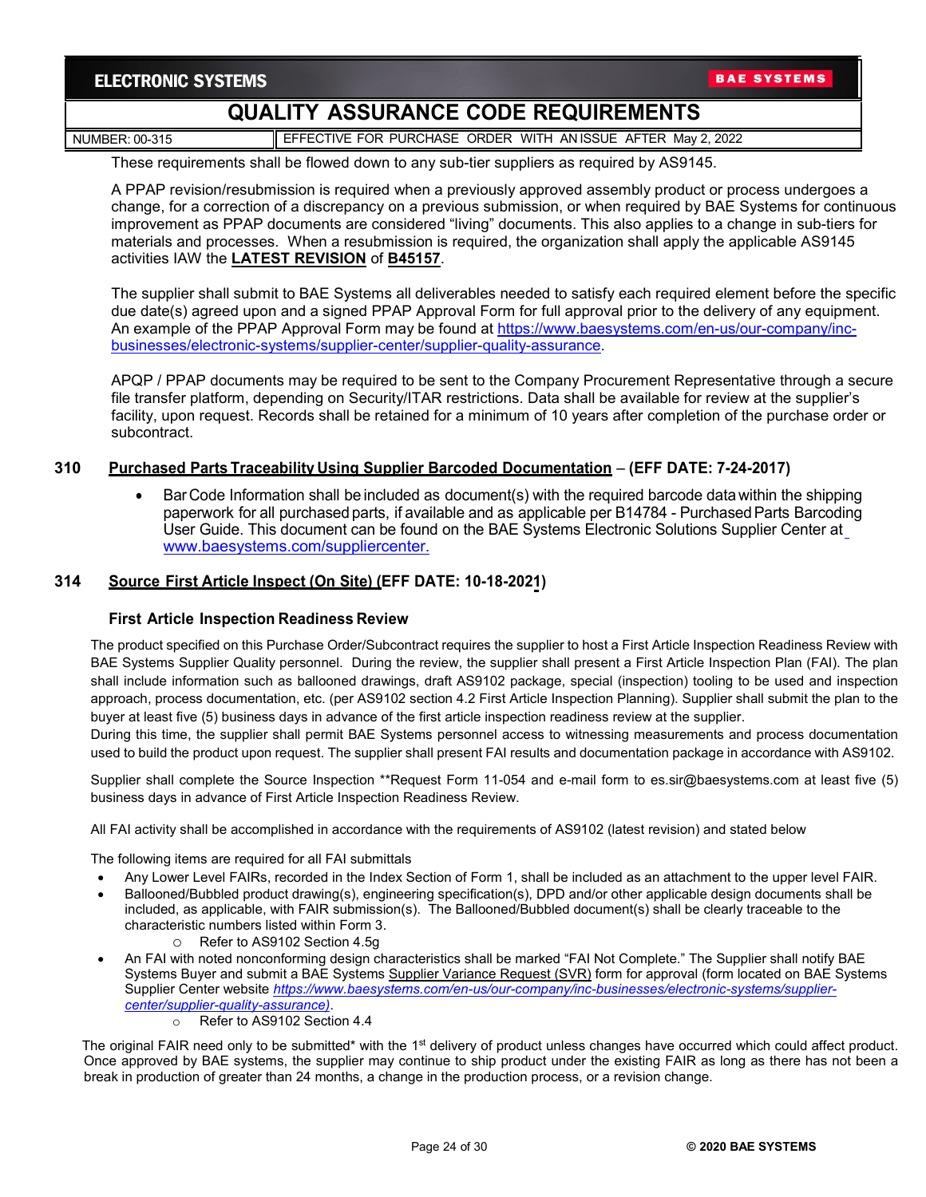These requirements shall be flowed down to any sub-tier suppliers as required by AS9145.

A PPAP revision/resubmission is required when a previously approved assembly product or process undergoes a change, for a correction of a discrepancy on a previous submission, or when required by BAE Systems for continuous improvement as PPAP documents are considered "living" documents. This also applies to a change in sub-tiers for materials and processes. When a resubmission is required, the organization shall apply the applicable AS9145 activities IAW the **LATEST REVISION** of **B45157**.

The supplier shall submit to BAE Systems all deliverables needed to satisfy each required element before the specific due date(s) agreed upon and a signed PPAP Approval Form for full approval prior to the delivery of any equipment. An example of the PPAP Approval Form may be found at https://www.baesystems.com/en-us/our-company/inc-businesses/electronic-systems/supplier-center/supplier-quality-assurance.

APQP / PPAP documents may be required to be sent to the Company Procurement Representative through a secure file transfer platform, depending on Security/ITAR restrictions. Data shall be available for review at the supplier's facility, upon request. Records shall be retained for a minimum of 10 years after completion of the purchase order or subcontract.

## 310 Purchased Parts Traceability Using Supplier Barcoded Documentation – (EFF DATE: 7-24-2017)

- Bar Code Information shall be included as document(s) with the required barcode data within the shipping paperwork for all purchased parts, if available and as applicable per B14784 - Purchased Parts Barcoding User Guide. This document can be found on the BAE Systems Electronic Solutions Supplier Center at www.baesystems.com/suppliercenter.

## 314 Source First Article Inspect (On Site) (EFF DATE: 10-18-2021)

### First Article Inspection Readiness Review

The product specified on this Purchase Order/Subcontract requires the supplier to host a First Article Inspection Readiness Review with BAE Systems Supplier Quality personnel. During the review, the supplier shall present a First Article Inspection Plan (FAI). The plan shall include information such as ballooned drawings, draft AS9102 package, special (inspection) tooling to be used and inspection approach, process documentation, etc. (per AS9102 section 4.2 First Article Inspection Planning). Supplier shall submit the plan to the buyer at least five (5) business days in advance of the first article inspection readiness review at the supplier.
During this time, the supplier shall permit BAE Systems personnel access to witnessing measurements and process documentation used to build the product upon request. The supplier shall present FAI results and documentation package in accordance with AS9102.

Supplier shall complete the Source Inspection **Request Form 11-054 and e-mail form to es.sir@baesystems.com at least five (5) business days in advance of First Article Inspection Readiness Review.

All FAI activity shall be accomplished in accordance with the requirements of AS9102 (latest revision) and stated below

The following items are required for all FAI submittals

- Any Lower Level FAIRs, recorded in the Index Section of Form 1, shall be included as an attachment to the upper level FAIR.
- Ballooned/Bubbled product drawing(s), engineering specification(s), DPD and/or other applicable design documents shall be included, as applicable, with FAIR submission(s). The Ballooned/Bubbled document(s) shall be clearly traceable to the characteristic numbers listed within Form 3.
    - Refer to AS9102 Section 4.5g
- An FAI with noted nonconforming design characteristics shall be marked "FAI Not Complete." The Supplier shall notify BAE Systems Buyer and submit a BAE Systems Supplier Variance Request (SVR) form for approval (form located on BAE Systems Supplier Center website *https://www.baesystems.com/en-us/our-company/inc-businesses/electronic-systems/supplier-center/supplier-quality-assurance)*.
    - Refer to AS9102 Section 4.4

The original FAIR need only to be submitted* with the 1st delivery of product unless changes have occurred which could affect product. Once approved by BAE systems, the supplier may continue to ship product under the existing FAIR as long as there has not been a break in production of greater than 24 months, a change in the production process, or a revision change.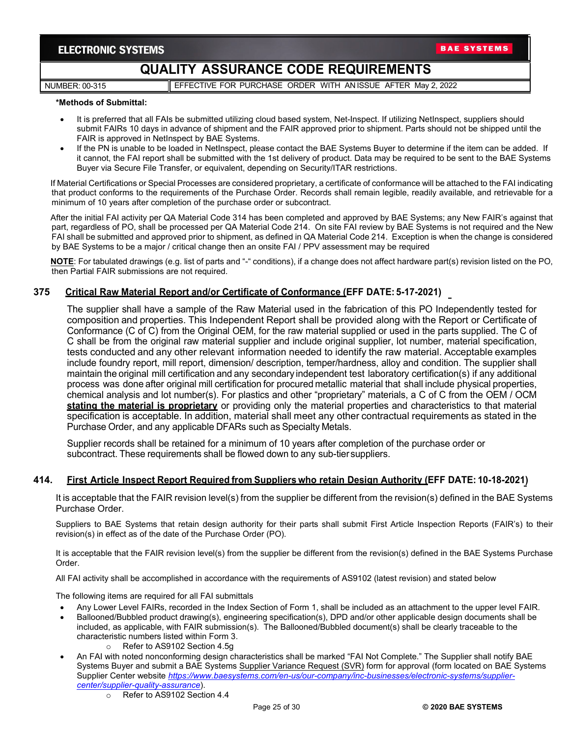**\*Methods of Submittal:**

- It is preferred that all FAIs be submitted utilizing cloud based system, Net-Inspect. If utilizing NetInspect, suppliers should submit FAIRs 10 days in advance of shipment and the FAIR approved prior to shipment. Parts should not be shipped until the FAIR is approved in NetInspect by BAE Systems.
- If the PN is unable to be loaded in NetInspect, please contact the BAE Systems Buyer to determine if the item can be added. If it cannot, the FAI report shall be submitted with the 1st delivery of product. Data may be required to be sent to the BAE Systems Buyer via Secure File Transfer, or equivalent, depending on Security/ITAR restrictions.

If Material Certifications or Special Processes are considered proprietary, a certificate of conformance will be attached to the FAI indicating that product conforms to the requirements of the Purchase Order. Records shall remain legible, readily available, and retrievable for a minimum of 10 years after completion of the purchase order or subcontract.

After the initial FAI activity per QA Material Code 314 has been completed and approved by BAE Systems; any New FAIR's against that part, regardless of PO, shall be processed per QA Material Code 214. On site FAI review by BAE Systems is not required and the New FAI shall be submitted and approved prior to shipment, as defined in QA Material Code 214. Exception is when the change is considered by BAE Systems to be a major / critical change then an onsite FAI / PPV assessment may be required

**NOTE**: For tabulated drawings (e.g. list of parts and "-" conditions), if a change does not affect hardware part(s) revision listed on the PO, then Partial FAIR submissions are not required.

## 375 Critical Raw Material Report and/or Certificate of Conformance (EFF DATE: 5-17-2021)

The supplier shall have a sample of the Raw Material used in the fabrication of this PO Independently tested for composition and properties. This Independent Report shall be provided along with the Report or Certificate of Conformance (C of C) from the Original OEM, for the raw material supplied or used in the parts supplied. The C of C shall be from the original raw material supplier and include original supplier, lot number, material specification, tests conducted and any other relevant information needed to identify the raw material. Acceptable examples include foundry report, mill report, dimension/ description, temper/hardness, alloy and condition. The supplier shall maintain the original mill certification and any secondary independent test laboratory certification(s) if any additional process was done after original mill certification for procured metallic material that shall include physical properties, chemical analysis and lot number(s). For plastics and other "proprietary" materials, a C of C from the OEM / OCM **stating the material is proprietary** or providing only the material properties and characteristics to that material specification is acceptable. In addition, material shall meet any other contractual requirements as stated in the Purchase Order, and any applicable DFARs such as Specialty Metals.

Supplier records shall be retained for a minimum of 10 years after completion of the purchase order or subcontract. These requirements shall be flowed down to any sub-tier suppliers.

## 414. First Article Inspect Report Required from Suppliers who retain Design Authority (EFF DATE: 10-18-2021)

It is acceptable that the FAIR revision level(s) from the supplier be different from the revision(s) defined in the BAE Systems Purchase Order.

Suppliers to BAE Systems that retain design authority for their parts shall submit First Article Inspection Reports (FAIR's) to their revision(s) in effect as of the date of the Purchase Order (PO).

It is acceptable that the FAIR revision level(s) from the supplier be different from the revision(s) defined in the BAE Systems Purchase Order.

All FAI activity shall be accomplished in accordance with the requirements of AS9102 (latest revision) and stated below

The following items are required for all FAI submittals

- Any Lower Level FAIRs, recorded in the Index Section of Form 1, shall be included as an attachment to the upper level FAIR.
- Ballooned/Bubbled product drawing(s), engineering specification(s), DPD and/or other applicable design documents shall be included, as applicable, with FAIR submission(s). The Ballooned/Bubbled document(s) shall be clearly traceable to the characteristic numbers listed within Form 3.
  - Refer to AS9102 Section 4.5g
- An FAI with noted nonconforming design characteristics shall be marked "FAI Not Complete." The Supplier shall notify BAE Systems Buyer and submit a BAE Systems Supplier Variance Request (SVR) form for approval (form located on BAE Systems Supplier Center website *https://www.baesystems.com/en-us/our-company/inc-businesses/electronic-systems/supplier-center/supplier-quality-assurance*).
  - Refer to AS9102 Section 4.4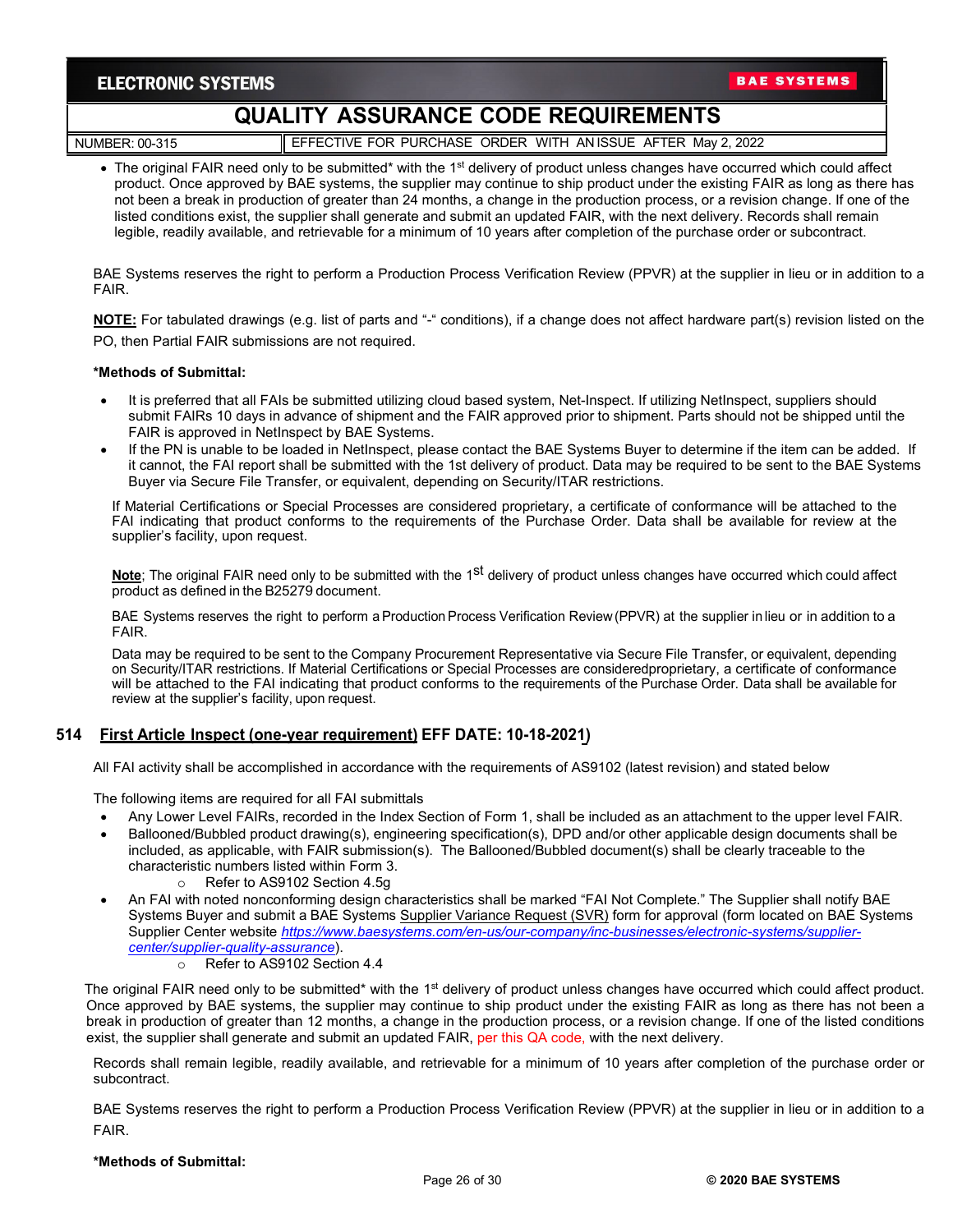- The original FAIR need only to be submitted* with the 1st delivery of product unless changes have occurred which could affect product. Once approved by BAE systems, the supplier may continue to ship product under the existing FAIR as long as there has not been a break in production of greater than 24 months, a change in the production process, or a revision change. If one of the listed conditions exist, the supplier shall generate and submit an updated FAIR, with the next delivery. Records shall remain legible, readily available, and retrievable for a minimum of 10 years after completion of the purchase order or subcontract.

BAE Systems reserves the right to perform a Production Process Verification Review (PPVR) at the supplier in lieu or in addition to a FAIR.

**NOTE:** For tabulated drawings (e.g. list of parts and "-" conditions), if a change does not affect hardware part(s) revision listed on the PO, then Partial FAIR submissions are not required.

**\*Methods of Submittal:**

- It is preferred that all FAIs be submitted utilizing cloud based system, Net-Inspect. If utilizing NetInspect, suppliers should submit FAIRs 10 days in advance of shipment and the FAIR approved prior to shipment. Parts should not be shipped until the FAIR is approved in NetInspect by BAE Systems.
- If the PN is unable to be loaded in NetInspect, please contact the BAE Systems Buyer to determine if the item can be added. If it cannot, the FAI report shall be submitted with the 1st delivery of product. Data may be required to be sent to the BAE Systems Buyer via Secure File Transfer, or equivalent, depending on Security/ITAR restrictions.

If Material Certifications or Special Processes are considered proprietary, a certificate of conformance will be attached to the FAI indicating that product conforms to the requirements of the Purchase Order. Data shall be available for review at the supplier's facility, upon request.

**Note**; The original FAIR need only to be submitted with the 1st delivery of product unless changes have occurred which could affect product as defined in the B25279 document.

BAE Systems reserves the right to perform a Production Process Verification Review (PPVR) at the supplier in lieu or in addition to a FAIR.

Data may be required to be sent to the Company Procurement Representative via Secure File Transfer, or equivalent, depending on Security/ITAR restrictions. If Material Certifications or Special Processes are consideredproprietary, a certificate of conformance will be attached to the FAI indicating that product conforms to the requirements of the Purchase Order. Data shall be available for review at the supplier's facility, upon request.

## 514 First Article Inspect (one-year requirement) EFF DATE: 10-18-2021)

All FAI activity shall be accomplished in accordance with the requirements of AS9102 (latest revision) and stated below

The following items are required for all FAI submittals

- Any Lower Level FAIRs, recorded in the Index Section of Form 1, shall be included as an attachment to the upper level FAIR.
- Ballooned/Bubbled product drawing(s), engineering specification(s), DPD and/or other applicable design documents shall be included, as applicable, with FAIR submission(s). The Ballooned/Bubbled document(s) shall be clearly traceable to the characteristic numbers listed within Form 3.
  - Refer to AS9102 Section 4.5g
- An FAI with noted nonconforming design characteristics shall be marked "FAI Not Complete." The Supplier shall notify BAE Systems Buyer and submit a BAE Systems Supplier Variance Request (SVR) form for approval (form located on BAE Systems Supplier Center website *https://www.baesystems.com/en-us/our-company/inc-businesses/electronic-systems/supplier-center/supplier-quality-assurance*).
  - Refer to AS9102 Section 4.4

The original FAIR need only to be submitted* with the 1st delivery of product unless changes have occurred which could affect product. Once approved by BAE systems, the supplier may continue to ship product under the existing FAIR as long as there has not been a break in production of greater than 12 months, a change in the production process, or a revision change. If one of the listed conditions exist, the supplier shall generate and submit an updated FAIR, per this QA code, with the next delivery.

Records shall remain legible, readily available, and retrievable for a minimum of 10 years after completion of the purchase order or subcontract.

BAE Systems reserves the right to perform a Production Process Verification Review (PPVR) at the supplier in lieu or in addition to a FAIR.

**\*Methods of Submittal:**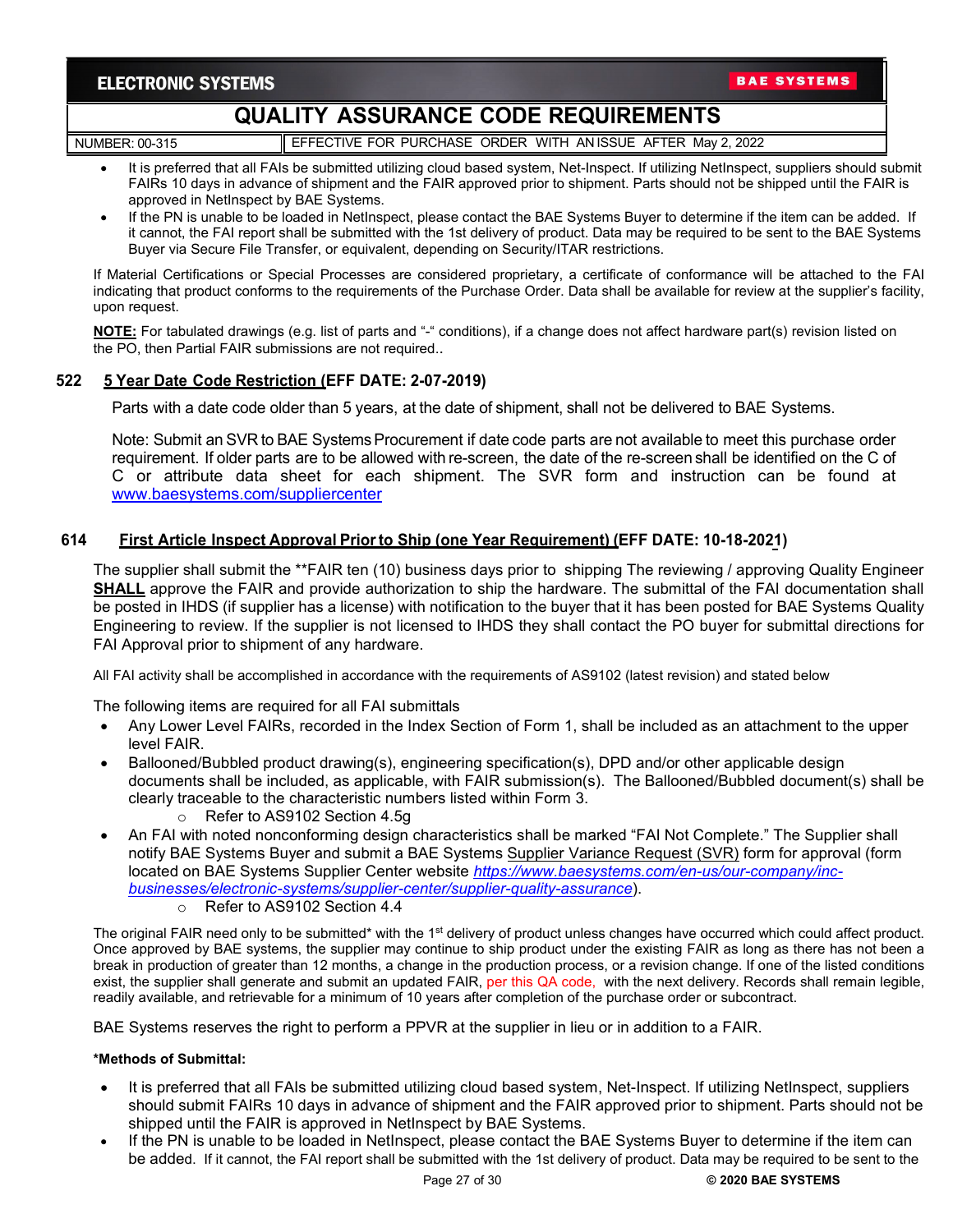- It is preferred that all FAIs be submitted utilizing cloud based system, Net-Inspect. If utilizing NetInspect, suppliers should submit FAIRs 10 days in advance of shipment and the FAIR approved prior to shipment. Parts should not be shipped until the FAIR is approved in NetInspect by BAE Systems.
- If the PN is unable to be loaded in NetInspect, please contact the BAE Systems Buyer to determine if the item can be added. If it cannot, the FAI report shall be submitted with the 1st delivery of product. Data may be required to be sent to the BAE Systems Buyer via Secure File Transfer, or equivalent, depending on Security/ITAR restrictions.

If Material Certifications or Special Processes are considered proprietary, a certificate of conformance will be attached to the FAI indicating that product conforms to the requirements of the Purchase Order. Data shall be available for review at the supplier's facility, upon request.

**NOTE:** For tabulated drawings (e.g. list of parts and "-" conditions), if a change does not affect hardware part(s) revision listed on the PO, then Partial FAIR submissions are not required..

### 522 5 Year Date Code Restriction (EFF DATE: 2-07-2019)

Parts with a date code older than 5 years, at the date of shipment, shall not be delivered to BAE Systems.

Note: Submit an SVR to BAE Systems Procurement if date code parts are not available to meet this purchase order requirement. If older parts are to be allowed with re-screen, the date of the re-screen shall be identified on the C of C or attribute data sheet for each shipment. The SVR form and instruction can be found at www.baesystems.com/suppliercenter

### 614 First Article Inspect Approval Prior to Ship (one Year Requirement) (EFF DATE: 10-18-2021)

The supplier shall submit the **FAIR ten (10) business days prior to shipping The reviewing / approving Quality Engineer **SHALL** approve the FAIR and provide authorization to ship the hardware. The submittal of the FAI documentation shall be posted in IHDS (if supplier has a license) with notification to the buyer that it has been posted for BAE Systems Quality Engineering to review. If the supplier is not licensed to IHDS they shall contact the PO buyer for submittal directions for FAI Approval prior to shipment of any hardware.

All FAI activity shall be accomplished in accordance with the requirements of AS9102 (latest revision) and stated below

The following items are required for all FAI submittals

- Any Lower Level FAIRs, recorded in the Index Section of Form 1, shall be included as an attachment to the upper level FAIR.
- Ballooned/Bubbled product drawing(s), engineering specification(s), DPD and/or other applicable design documents shall be included, as applicable, with FAIR submission(s). The Ballooned/Bubbled document(s) shall be clearly traceable to the characteristic numbers listed within Form 3.
  - Refer to AS9102 Section 4.5g
- An FAI with noted nonconforming design characteristics shall be marked "FAI Not Complete." The Supplier shall notify BAE Systems Buyer and submit a BAE Systems Supplier Variance Request (SVR) form for approval (form located on BAE Systems Supplier Center website *https://www.baesystems.com/en-us/our-company/inc-businesses/electronic-systems/supplier-center/supplier-quality-assurance*).
  - Refer to AS9102 Section 4.4

The original FAIR need only to be submitted* with the 1st delivery of product unless changes have occurred which could affect product. Once approved by BAE systems, the supplier may continue to ship product under the existing FAIR as long as there has not been a break in production of greater than 12 months, a change in the production process, or a revision change. If one of the listed conditions exist, the supplier shall generate and submit an updated FAIR, per this QA code, with the next delivery. Records shall remain legible, readily available, and retrievable for a minimum of 10 years after completion of the purchase order or subcontract.

BAE Systems reserves the right to perform a PPVR at the supplier in lieu or in addition to a FAIR.

**\*Methods of Submittal:**

- It is preferred that all FAIs be submitted utilizing cloud based system, Net-Inspect. If utilizing NetInspect, suppliers should submit FAIRs 10 days in advance of shipment and the FAIR approved prior to shipment. Parts should not be shipped until the FAIR is approved in NetInspect by BAE Systems.
- If the PN is unable to be loaded in NetInspect, please contact the BAE Systems Buyer to determine if the item can be added. If it cannot, the FAI report shall be submitted with the 1st delivery of product. Data may be required to be sent to the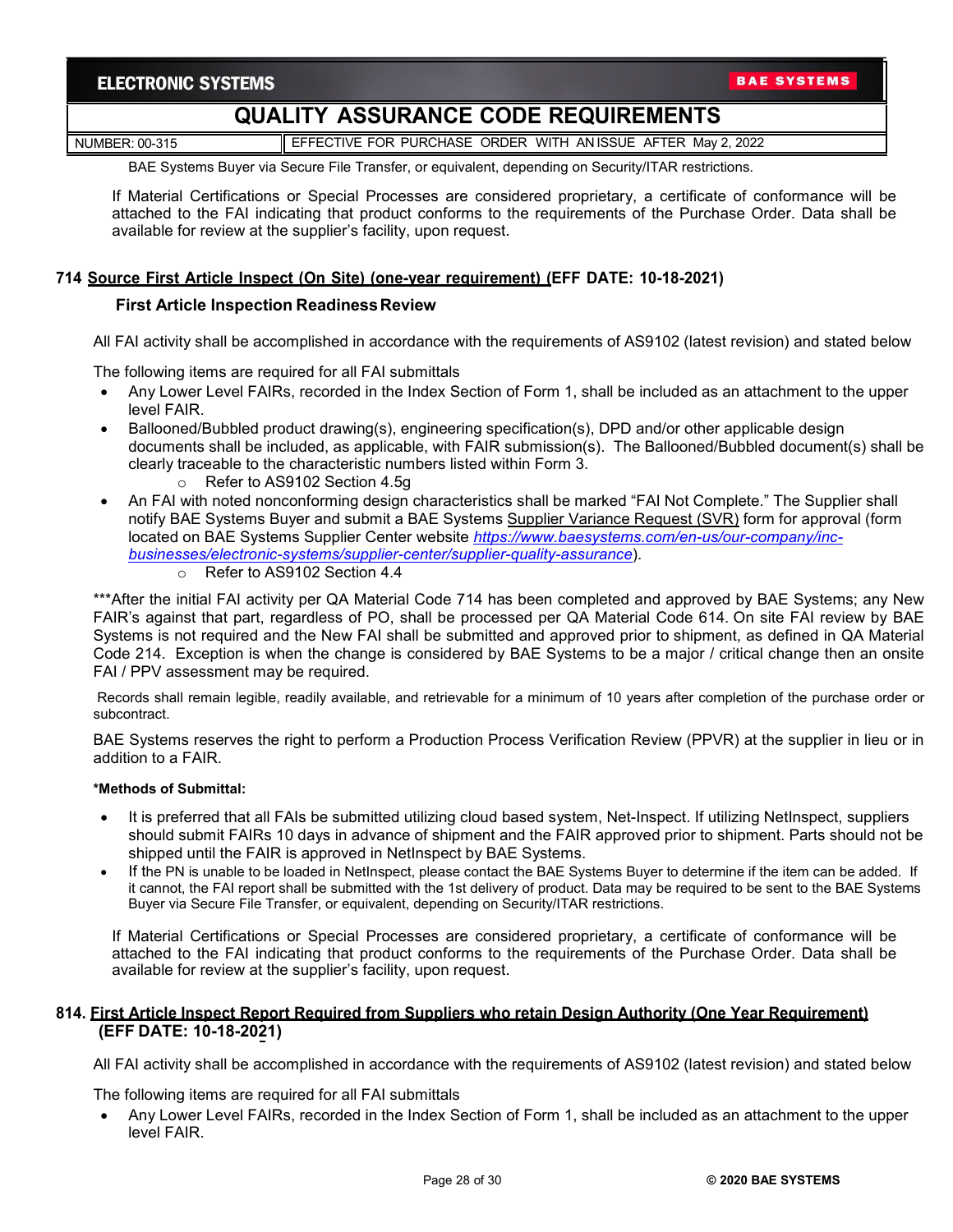BAE Systems Buyer via Secure File Transfer, or equivalent, depending on Security/ITAR restrictions.

If Material Certifications or Special Processes are considered proprietary, a certificate of conformance will be attached to the FAI indicating that product conforms to the requirements of the Purchase Order. Data shall be available for review at the supplier's facility, upon request.

## 714 Source First Article Inspect (On Site) (one-year requirement) (EFF DATE: 10-18-2021)

### First Article Inspection Readiness Review

All FAI activity shall be accomplished in accordance with the requirements of AS9102 (latest revision) and stated below

The following items are required for all FAI submittals

- Any Lower Level FAIRs, recorded in the Index Section of Form 1, shall be included as an attachment to the upper level FAIR.
- Ballooned/Bubbled product drawing(s), engineering specification(s), DPD and/or other applicable design documents shall be included, as applicable, with FAIR submission(s). The Ballooned/Bubbled document(s) shall be clearly traceable to the characteristic numbers listed within Form 3.
  - Refer to AS9102 Section 4.5g
- An FAI with noted nonconforming design characteristics shall be marked "FAI Not Complete." The Supplier shall notify BAE Systems Buyer and submit a BAE Systems Supplier Variance Request (SVR) form for approval (form located on BAE Systems Supplier Center website *https://www.baesystems.com/en-us/our-company/inc-businesses/electronic-systems/supplier-center/supplier-quality-assurance*).
  - Refer to AS9102 Section 4.4

***After the initial FAI activity per QA Material Code 714 has been completed and approved by BAE Systems; any New FAIR's against that part, regardless of PO, shall be processed per QA Material Code 614. On site FAI review by BAE Systems is not required and the New FAI shall be submitted and approved prior to shipment, as defined in QA Material Code 214. Exception is when the change is considered by BAE Systems to be a major / critical change then an onsite FAI / PPV assessment may be required.

Records shall remain legible, readily available, and retrievable for a minimum of 10 years after completion of the purchase order or subcontract.

BAE Systems reserves the right to perform a Production Process Verification Review (PPVR) at the supplier in lieu or in addition to a FAIR.

**\*Methods of Submittal:**

- It is preferred that all FAIs be submitted utilizing cloud based system, Net-Inspect. If utilizing NetInspect, suppliers should submit FAIRs 10 days in advance of shipment and the FAIR approved prior to shipment. Parts should not be shipped until the FAIR is approved in NetInspect by BAE Systems.
- If the PN is unable to be loaded in NetInspect, please contact the BAE Systems Buyer to determine if the item can be added. If it cannot, the FAI report shall be submitted with the 1st delivery of product. Data may be required to be sent to the BAE Systems Buyer via Secure File Transfer, or equivalent, depending on Security/ITAR restrictions.

If Material Certifications or Special Processes are considered proprietary, a certificate of conformance will be attached to the FAI indicating that product conforms to the requirements of the Purchase Order. Data shall be available for review at the supplier's facility, upon request.

## 814. First Article Inspect Report Required from Suppliers who retain Design Authority (One Year Requirement) (EFF DATE: 10-18-2021)

All FAI activity shall be accomplished in accordance with the requirements of AS9102 (latest revision) and stated below

The following items are required for all FAI submittals

- Any Lower Level FAIRs, recorded in the Index Section of Form 1, shall be included as an attachment to the upper level FAIR.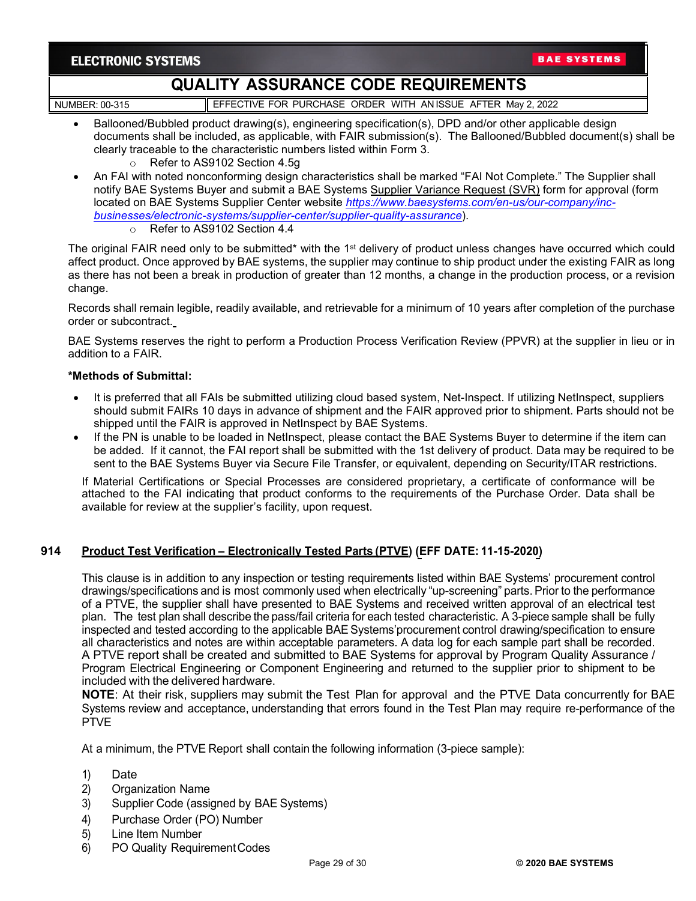- Ballooned/Bubbled product drawing(s), engineering specification(s), DPD and/or other applicable design documents shall be included, as applicable, with FAIR submission(s). The Ballooned/Bubbled document(s) shall be clearly traceable to the characteristic numbers listed within Form 3.
  - Refer to AS9102 Section 4.5g
- An FAI with noted nonconforming design characteristics shall be marked "FAI Not Complete." The Supplier shall notify BAE Systems Buyer and submit a BAE Systems Supplier Variance Request (SVR) form for approval (form located on BAE Systems Supplier Center website *https://www.baesystems.com/en-us/our-company/inc-businesses/electronic-systems/supplier-center/supplier-quality-assurance*).
  - Refer to AS9102 Section 4.4

The original FAIR need only to be submitted* with the 1st delivery of product unless changes have occurred which could affect product. Once approved by BAE systems, the supplier may continue to ship product under the existing FAIR as long as there has not been a break in production of greater than 12 months, a change in the production process, or a revision change.

Records shall remain legible, readily available, and retrievable for a minimum of 10 years after completion of the purchase order or subcontract.

BAE Systems reserves the right to perform a Production Process Verification Review (PPVR) at the supplier in lieu or in addition to a FAIR.

**\*Methods of Submittal:**

- It is preferred that all FAIs be submitted utilizing cloud based system, Net-Inspect. If utilizing NetInspect, suppliers should submit FAIRs 10 days in advance of shipment and the FAIR approved prior to shipment. Parts should not be shipped until the FAIR is approved in NetInspect by BAE Systems.
- If the PN is unable to be loaded in NetInspect, please contact the BAE Systems Buyer to determine if the item can be added. If it cannot, the FAI report shall be submitted with the 1st delivery of product. Data may be required to be sent to the BAE Systems Buyer via Secure File Transfer, or equivalent, depending on Security/ITAR restrictions.

If Material Certifications or Special Processes are considered proprietary, a certificate of conformance will be attached to the FAI indicating that product conforms to the requirements of the Purchase Order. Data shall be available for review at the supplier's facility, upon request.

## 914 Product Test Verification – Electronically Tested Parts (PTVE) (EFF DATE: 11-15-2020)

This clause is in addition to any inspection or testing requirements listed within BAE Systems' procurement control drawings/specifications and is most commonly used when electrically "up-screening" parts. Prior to the performance of a PTVE, the supplier shall have presented to BAE Systems and received written approval of an electrical test plan. The test plan shall describe the pass/fail criteria for each tested characteristic. A 3-piece sample shall be fully inspected and tested according to the applicable BAE Systems' procurement control drawing/specification to ensure all characteristics and notes are within acceptable parameters. A data log for each sample part shall be recorded. A PTVE report shall be created and submitted to BAE Systems for approval by Program Quality Assurance / Program Electrical Engineering or Component Engineering and returned to the supplier prior to shipment to be included with the delivered hardware.

**NOTE**: At their risk, suppliers may submit the Test Plan for approval and the PTVE Data concurrently for BAE Systems review and acceptance, understanding that errors found in the Test Plan may require re-performance of the PTVE

At a minimum, the PTVE Report shall contain the following information (3-piece sample):

1) Date
2) Organization Name
3) Supplier Code (assigned by BAE Systems)
4) Purchase Order (PO) Number
5) Line Item Number
6) PO Quality Requirement Codes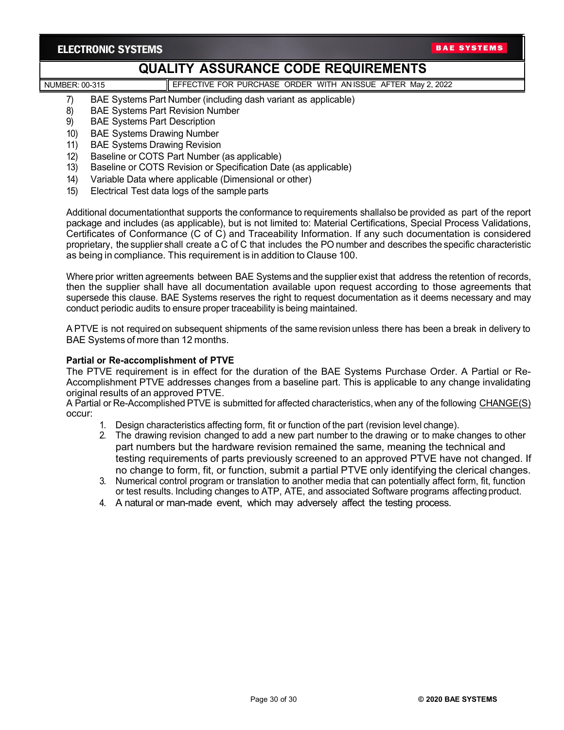7) BAE Systems Part Number (including dash variant as applicable)
8) BAE Systems Part Revision Number
9) BAE Systems Part Description
10) BAE Systems Drawing Number
11) BAE Systems Drawing Revision
12) Baseline or COTS Part Number (as applicable)
13) Baseline or COTS Revision or Specification Date (as applicable)
14) Variable Data where applicable (Dimensional or other)
15) Electrical Test data logs of the sample parts

Additional documentationthat supports the conformance to requirements shallalso be provided as part of the report package and includes (as applicable), but is not limited to: Material Certifications, Special Process Validations, Certificates of Conformance (C of C) and Traceability Information. If any such documentation is considered proprietary, the supplier shall create a C of C that includes the PO number and describes the specific characteristic as being in compliance. This requirement is in addition to Clause 100.

Where prior written agreements between BAE Systems and the supplier exist that address the retention of records, then the supplier shall have all documentation available upon request according to those agreements that supersede this clause. BAE Systems reserves the right to request documentation as it deems necessary and may conduct periodic audits to ensure proper traceability is being maintained.

A PTVE is not required on subsequent shipments of the same revision unless there has been a break in delivery to BAE Systems of more than 12 months.

**Partial or Re-accomplishment of PTVE**

The PTVE requirement is in effect for the duration of the BAE Systems Purchase Order. A Partial or Re-Accomplishment PTVE addresses changes from a baseline part. This is applicable to any change invalidating original results of an approved PTVE.

A Partial or Re-Accomplished PTVE is submitted for affected characteristics, when any of the following CHANGE(S) occur:

1. Design characteristics affecting form, fit or function of the part (revision level change).
2. The drawing revision changed to add a new part number to the drawing or to make changes to other part numbers but the hardware revision remained the same, meaning the technical and testing requirements of parts previously screened to an approved PTVE have not changed. If no change to form, fit, or function, submit a partial PTVE only identifying the clerical changes.
3. Numerical control program or translation to another media that can potentially affect form, fit, function or test results. Including changes to ATP, ATE, and associated Software programs affecting product.
4. A natural or man-made event, which may adversely affect the testing process.